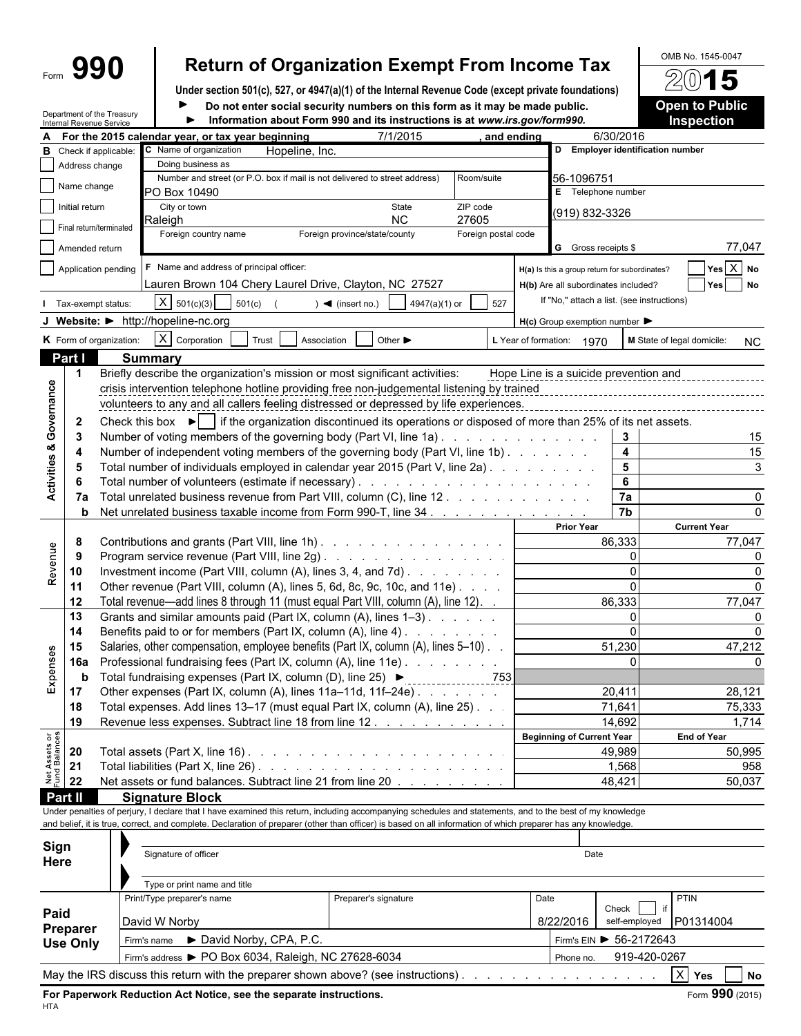Form **990**

# Return of Organization Exempt From Income Tax

**Under section 501(c), 527, or 4947(a)(1) of the Internal Revenue Code (except private foundations)**

► **Do not enter social security numbers on this form as it may be made public.**

► **Information about Form 990 and its instructions is at *www.irs.gov/form990*.**

OMB No. 1545-0047

**2015**

**Open to Public Inspection**

Department of the Treasury
Internal Revenue Service

**A For the 2015 calendar year, or tax year beginning** 7/1/2015 **, and ending** 6/30/2016

**B** Check if applicable:
- [ ] Address change
- [ ] Name change
- [ ] Initial return
- [ ] Final return/terminated
- [ ] Amended return
- [ ] Application pending

**C** Name of organization: Hopeline, Inc.
Doing business as:
Number and street (or P.O. box if mail is not delivered to street address): PO Box 10490 | Room/suite:
City or town: Raleigh | State: NC | ZIP code: 27605
Foreign country name | Foreign province/state/county | Foreign postal code

**D Employer identification number:** 56-1096751

**E** Telephone number: (919) 832-3326

**G** Gross receipts $ 77,047

**F** Name and address of principal officer: Lauren Brown 104 Chery Laurel Drive, Clayton, NC 27527

**H(a)** Is this a group return for subordinates? [ ] Yes [X] No

**H(b)** Are all subordinates included? [ ] Yes [ ] No
If "No," attach a list. (see instructions)

**H(c)** Group exemption number ►

**I** Tax-exempt status: [X] 501(c)(3) [ ] 501(c) ( ) ◄ (insert no.) [ ] 4947(a)(1) or [ ] 527

**J Website: ►** http://hopeline-nc.org

**K** Form of organization: [X] Corporation [ ] Trust [ ] Association [ ] Other ►

**L** Year of formation: 1970 **M** State of legal domicile: NC

## Part I Summary

**Activities & Governance**

1. Briefly describe the organization's mission or most significant activities: Hope Line is a suicide prevention and crisis intervention telephone hotline providing free non-judgemental listening by trained volunteers to any and all callers feeling distressed or depressed by life experiences.
2. Check this box ► [ ] if the organization discontinued its operations or disposed of more than 25% of its net assets.

| | | | |
|---|---|---|---|
| 3 | Number of voting members of the governing body (Part VI, line 1a) | 3 | 15 |
| 4 | Number of independent voting members of the governing body (Part VI, line 1b) | 4 | 15 |
| 5 | Total number of individuals employed in calendar year 2015 (Part V, line 2a) | 5 | 3 |
| 6 | Total number of volunteers (estimate if necessary) | 6 | |
| 7a | Total unrelated business revenue from Part VIII, column (C), line 12 | 7a | 0 |
| b | Net unrelated business taxable income from Form 990-T, line 34 | 7b | 0 |

**Revenue / Expenses**

| | | Prior Year | Current Year |
|---|---|---|---|
| 8 | Contributions and grants (Part VIII, line 1h) | 86,333 | 77,047 |
| 9 | Program service revenue (Part VIII, line 2g) | 0 | 0 |
| 10 | Investment income (Part VIII, column (A), lines 3, 4, and 7d) | 0 | 0 |
| 11 | Other revenue (Part VIII, column (A), lines 5, 6d, 8c, 9c, 10c, and 11e) | 0 | 0 |
| 12 | Total revenue—add lines 8 through 11 (must equal Part VIII, column (A), line 12) | 86,333 | 77,047 |
| 13 | Grants and similar amounts paid (Part IX, column (A), lines 1–3) | 0 | 0 |
| 14 | Benefits paid to or for members (Part IX, column (A), line 4) | 0 | 0 |
| 15 | Salaries, other compensation, employee benefits (Part IX, column (A), lines 5–10) | 51,230 | 47,212 |
| 16a | Professional fundraising fees (Part IX, column (A), line 11e) | 0 | 0 |
| b | Total fundraising expenses (Part IX, column (D), line 25) ► 753 | | |
| 17 | Other expenses (Part IX, column (A), lines 11a–11d, 11f–24e) | 20,411 | 28,121 |
| 18 | Total expenses. Add lines 13–17 (must equal Part IX, column (A), line 25) | 71,641 | 75,333 |
| 19 | Revenue less expenses. Subtract line 18 from line 12 | 14,692 | 1,714 |

**Net Assets or Fund Balances**

| | | Beginning of Current Year | End of Year |
|---|---|---|---|
| 20 | Total assets (Part X, line 16) | 49,989 | 50,995 |
| 21 | Total liabilities (Part X, line 26) | 1,568 | 958 |
| 22 | Net assets or fund balances. Subtract line 21 from line 20 | 48,421 | 50,037 |

## Part II Signature Block

Under penalties of perjury, I declare that I have examined this return, including accompanying schedules and statements, and to the best of my knowledge and belief, it is true, correct, and complete. Declaration of preparer (other than officer) is based on all information of which preparer has any knowledge.

**Sign Here**

Signature of officer | Date

Type or print name and title

**Paid Preparer Use Only**

| Print/Type preparer's name | Preparer's signature | Date | Check [ ] if self-employed | PTIN |
|---|---|---|---|---|
| David W Norby | | 8/22/2016 | | P01314004 |

Firm's name ► David Norby, CPA, P.C. | Firm's EIN ► 56-2172643

Firm's address ► PO Box 6034, Raleigh, NC 27628-6034 | Phone no. 919-420-0267

May the IRS discuss this return with the preparer shown above? (see instructions) [X] Yes [ ] No

**For Paperwork Reduction Act Notice, see the separate instructions.** Form **990** (2015)

HTA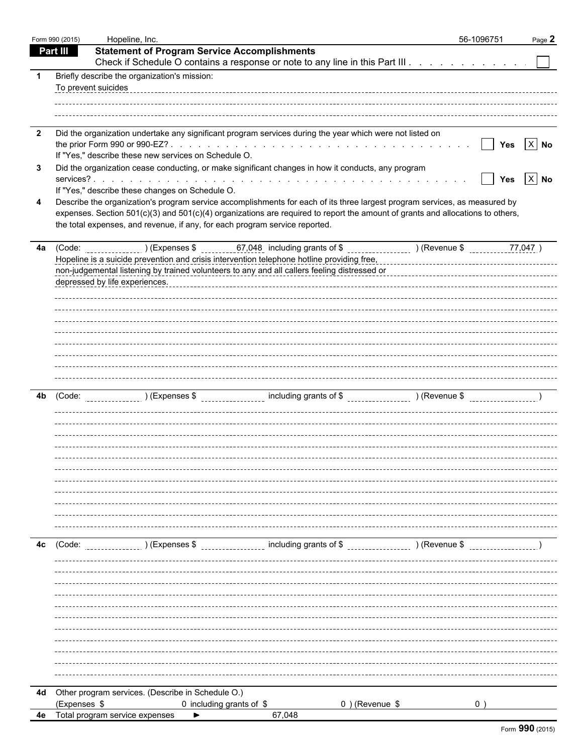Form 990 (2015) Hopeline, Inc. 56-1096751 Page **2**

## Part III Statement of Program Service Accomplishments

Check if Schedule O contains a response or note to any line in this Part III . . . . . . . . . . . . ☐

**1** Briefly describe the organization's mission:

To prevent suicides

**2** Did the organization undertake any significant program services during the year which were not listed on the prior Form 990 or 990-EZ? . . . . . . . . . . ☐ **Yes** ☒ **No**

If "Yes," describe these new services on Schedule O.

**3** Did the organization cease conducting, or make significant changes in how it conducts, any program services? . . . . . . . . . . ☐ **Yes** ☒ **No**

If "Yes," describe these changes on Schedule O.

**4** Describe the organization's program service accomplishments for each of its three largest program services, as measured by expenses. Section 501(c)(3) and 501(c)(4) organizations are required to report the amount of grants and allocations to others, the total expenses, and revenue, if any, for each program service reported.

**4a** (Code: ) (Expenses $ 67,048 including grants of $ ) (Revenue $ 77,047 )

Hopeline is a suicide prevention and crisis intervention telephone hotline providing free, non-judgemental listening by trained volunteers to any and all callers feeling distressed or depressed by life experiences.

**4b** (Code: ) (Expenses $ including grants of $ ) (Revenue $ )

**4c** (Code: ) (Expenses $ including grants of $ ) (Revenue $ )

**4d** Other program services. (Describe in Schedule O.)

(Expenses $ 0 including grants of $ 0 ) (Revenue $ 0 )

**4e** Total program service expenses ► 67,048

Form **990** (2015)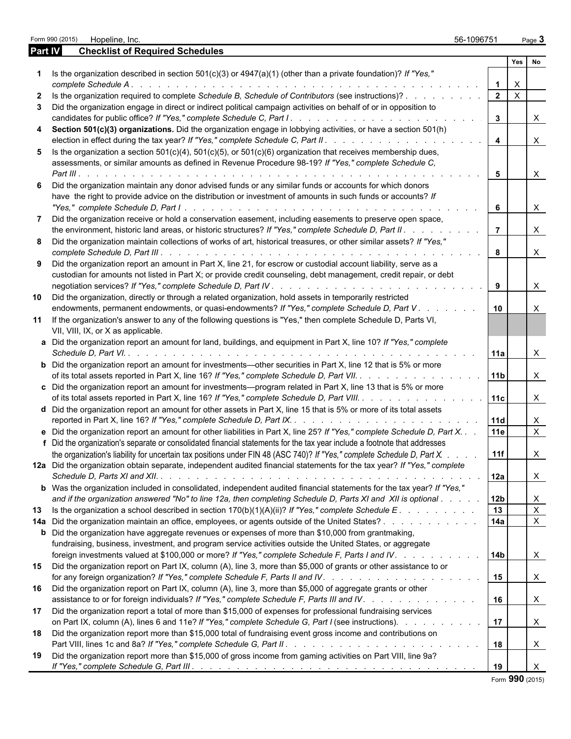Form 990 (2015) Hopeline, Inc. 56-1096751 Page 3

## Part IV Checklist of Required Schedules

| | | | Yes | No |
|---|---|---|---|---|
| **1** | Is the organization described in section 501(c)(3) or 4947(a)(1) (other than a private foundation)? *If "Yes," complete Schedule A* | 1 | X | |
| **2** | Is the organization required to complete *Schedule B, Schedule of Contributors* (see instructions)? | 2 | X | |
| **3** | Did the organization engage in direct or indirect political campaign activities on behalf of or in opposition to candidates for public office? *If "Yes," complete Schedule C, Part I* | 3 | | X |
| **4** | **Section 501(c)(3) organizations.** Did the organization engage in lobbying activities, or have a section 501(h) election in effect during the tax year? *If "Yes," complete Schedule C, Part II* | 4 | | X |
| **5** | Is the organization a section 501(c)(4), 501(c)(5), or 501(c)(6) organization that receives membership dues, assessments, or similar amounts as defined in Revenue Procedure 98-19? *If "Yes," complete Schedule C, Part III* | 5 | | X |
| **6** | Did the organization maintain any donor advised funds or any similar funds or accounts for which donors have the right to provide advice on the distribution or investment of amounts in such funds or accounts? *If "Yes," complete Schedule D, Part I* | 6 | | X |
| **7** | Did the organization receive or hold a conservation easement, including easements to preserve open space, the environment, historic land areas, or historic structures? *If "Yes," complete Schedule D, Part II* | 7 | | X |
| **8** | Did the organization maintain collections of works of art, historical treasures, or other similar assets? *If "Yes," complete Schedule D, Part III* | 8 | | X |
| **9** | Did the organization report an amount in Part X, line 21, for escrow or custodial account liability, serve as a custodian for amounts not listed in Part X; or provide credit counseling, debt management, credit repair, or debt negotiation services? *If "Yes," complete Schedule D, Part IV* | 9 | | X |
| **10** | Did the organization, directly or through a related organization, hold assets in temporarily restricted endowments, permanent endowments, or quasi-endowments? *If "Yes," complete Schedule D, Part V* | 10 | | X |
| **11** | If the organization's answer to any of the following questions is "Yes," then complete Schedule D, Parts VI, VII, VIII, IX, or X as applicable. | | | |
| **a** | Did the organization report an amount for land, buildings, and equipment in Part X, line 10? *If "Yes," complete Schedule D, Part VI.* | 11a | | X |
| **b** | Did the organization report an amount for investments—other securities in Part X, line 12 that is 5% or more of its total assets reported in Part X, line 16? *If "Yes," complete Schedule D, Part VII.* | 11b | | X |
| **c** | Did the organization report an amount for investments—program related in Part X, line 13 that is 5% or more of its total assets reported in Part X, line 16? *If "Yes," complete Schedule D, Part VIII.* | 11c | | X |
| **d** | Did the organization report an amount for other assets in Part X, line 15 that is 5% or more of its total assets reported in Part X, line 16? *If "Yes," complete Schedule D, Part IX.* | 11d | | X |
| **e** | Did the organization report an amount for other liabilities in Part X, line 25? *If "Yes," complete Schedule D, Part X.* | 11e | | X |
| **f** | Did the organization's separate or consolidated financial statements for the tax year include a footnote that addresses the organization's liability for uncertain tax positions under FIN 48 (ASC 740)? *If "Yes," complete Schedule D, Part X.* | 11f | | X |
| **12a** | Did the organization obtain separate, independent audited financial statements for the tax year? *If "Yes," complete Schedule D, Parts XI and XII.* | 12a | | X |
| **b** | Was the organization included in consolidated, independent audited financial statements for the tax year? *If "Yes," and if the organization answered "No" to line 12a, then completing Schedule D, Parts XI and XII is optional* | 12b | | X |
| **13** | Is the organization a school described in section 170(b)(1)(A)(ii)? *If "Yes," complete Schedule E* | 13 | | X |
| **14a** | Did the organization maintain an office, employees, or agents outside of the United States? | 14a | | X |
| **b** | Did the organization have aggregate revenues or expenses of more than $10,000 from grantmaking, fundraising, business, investment, and program service activities outside the United States, or aggregate foreign investments valued at $100,000 or more? *If "Yes," complete Schedule F, Parts I and IV* | 14b | | X |
| **15** | Did the organization report on Part IX, column (A), line 3, more than $5,000 of grants or other assistance to or for any foreign organization? *If "Yes," complete Schedule F, Parts II and IV* | 15 | | X |
| **16** | Did the organization report on Part IX, column (A), line 3, more than $5,000 of aggregate grants or other assistance to or for foreign individuals? *If "Yes," complete Schedule F, Parts III and IV* | 16 | | X |
| **17** | Did the organization report a total of more than $15,000 of expenses for professional fundraising services on Part IX, column (A), lines 6 and 11e? *If "Yes," complete Schedule G, Part I* (see instructions) | 17 | | X |
| **18** | Did the organization report more than $15,000 total of fundraising event gross income and contributions on Part VIII, lines 1c and 8a? *If "Yes," complete Schedule G, Part II* | 18 | | X |
| **19** | Did the organization report more than $15,000 of gross income from gaming activities on Part VIII, line 9a? *If "Yes," complete Schedule G, Part III* | 19 | | X |

Form **990** (2015)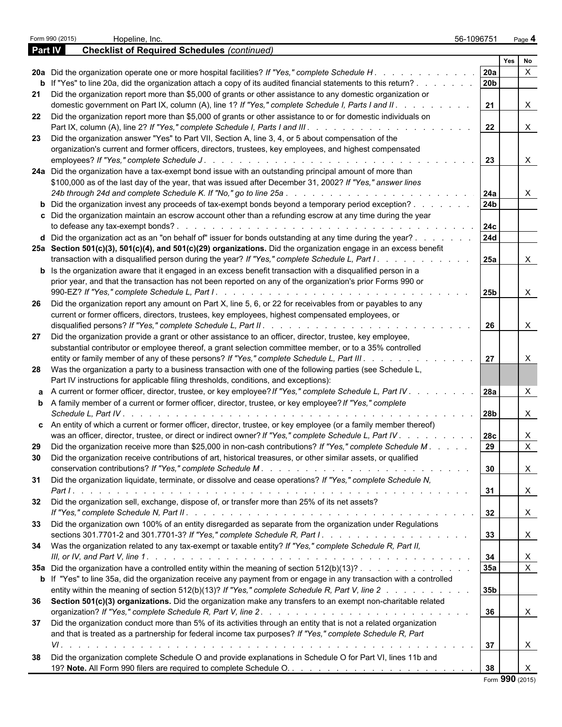Form 990 (2015) Hopeline, Inc. 56-1096751 Page 4

**Part IV Checklist of Required Schedules** *(continued)*

| | | | Yes | No |
|---|---|---|---|---|
| **20a** | Did the organization operate one or more hospital facilities? *If "Yes," complete Schedule H* | 20a | | X |
| **b** | If "Yes" to line 20a, did the organization attach a copy of its audited financial statements to this return? | 20b | | |
| **21** | Did the organization report more than $5,000 of grants or other assistance to any domestic organization or domestic government on Part IX, column (A), line 1? *If "Yes," complete Schedule I, Parts I and II* | 21 | | X |
| **22** | Did the organization report more than $5,000 of grants or other assistance to or for domestic individuals on Part IX, column (A), line 2? *If "Yes," complete Schedule I, Parts I and III* | 22 | | X |
| **23** | Did the organization answer "Yes" to Part VII, Section A, line 3, 4, or 5 about compensation of the organization's current and former officers, directors, trustees, key employees, and highest compensated employees? *If "Yes," complete Schedule J* | 23 | | X |
| **24a** | Did the organization have a tax-exempt bond issue with an outstanding principal amount of more than $100,000 as of the last day of the year, that was issued after December 31, 2002? *If "Yes," answer lines 24b through 24d and complete Schedule K. If "No," go to line 25a* | 24a | | X |
| **b** | Did the organization invest any proceeds of tax-exempt bonds beyond a temporary period exception? | 24b | | |
| **c** | Did the organization maintain an escrow account other than a refunding escrow at any time during the year to defease any tax-exempt bonds? | 24c | | |
| **d** | Did the organization act as an "on behalf of" issuer for bonds outstanding at any time during the year? | 24d | | |
| **25a** | **Section 501(c)(3), 501(c)(4), and 501(c)(29) organizations.** Did the organization engage in an excess benefit transaction with a disqualified person during the year? *If "Yes," complete Schedule L, Part I* | 25a | | X |
| **b** | Is the organization aware that it engaged in an excess benefit transaction with a disqualified person in a prior year, and that the transaction has not been reported on any of the organization's prior Forms 990 or 990-EZ? *If "Yes," complete Schedule L, Part I* | 25b | | X |
| **26** | Did the organization report any amount on Part X, line 5, 6, or 22 for receivables from or payables to any current or former officers, directors, trustees, key employees, highest compensated employees, or disqualified persons? *If "Yes," complete Schedule L, Part II* | 26 | | X |
| **27** | Did the organization provide a grant or other assistance to an officer, director, trustee, key employee, substantial contributor or employee thereof, a grant selection committee member, or to a 35% controlled entity or family member of any of these persons? *If "Yes," complete Schedule L, Part III* | 27 | | X |
| **28** | Was the organization a party to a business transaction with one of the following parties (see Schedule L, Part IV instructions for applicable filing thresholds, conditions, and exceptions): | | | |
| **a** | A current or former officer, director, trustee, or key employee? *If "Yes," complete Schedule L, Part IV* | 28a | | X |
| **b** | A family member of a current or former officer, director, trustee, or key employee? *If "Yes," complete Schedule L, Part IV* | 28b | | X |
| **c** | An entity of which a current or former officer, director, trustee, or key employee (or a family member thereof) was an officer, director, trustee, or direct or indirect owner? *If "Yes," complete Schedule L, Part IV* | 28c | | X |
| **29** | Did the organization receive more than $25,000 in non-cash contributions? *If "Yes," complete Schedule M* | 29 | | X |
| **30** | Did the organization receive contributions of art, historical treasures, or other similar assets, or qualified conservation contributions? *If "Yes," complete Schedule M* | 30 | | X |
| **31** | Did the organization liquidate, terminate, or dissolve and cease operations? *If "Yes," complete Schedule N, Part I* | 31 | | X |
| **32** | Did the organization sell, exchange, dispose of, or transfer more than 25% of its net assets? *If "Yes," complete Schedule N, Part II* | 32 | | X |
| **33** | Did the organization own 100% of an entity disregarded as separate from the organization under Regulations sections 301.7701-2 and 301.7701-3? *If "Yes," complete Schedule R, Part I* | 33 | | X |
| **34** | Was the organization related to any tax-exempt or taxable entity? *If "Yes," complete Schedule R, Part II, III, or IV, and Part V, line 1* | 34 | | X |
| **35a** | Did the organization have a controlled entity within the meaning of section 512(b)(13)? | 35a | | X |
| **b** | If "Yes" to line 35a, did the organization receive any payment from or engage in any transaction with a controlled entity within the meaning of section 512(b)(13)? *If "Yes," complete Schedule R, Part V, line 2* | 35b | | |
| **36** | **Section 501(c)(3) organizations.** Did the organization make any transfers to an exempt non-charitable related organization? *If "Yes," complete Schedule R, Part V, line 2* | 36 | | X |
| **37** | Did the organization conduct more than 5% of its activities through an entity that is not a related organization and that is treated as a partnership for federal income tax purposes? *If "Yes," complete Schedule R, Part VI* | 37 | | X |
| **38** | Did the organization complete Schedule O and provide explanations in Schedule O for Part VI, lines 11b and 19? **Note.** All Form 990 filers are required to complete Schedule O. | 38 | | X |

Form **990** (2015)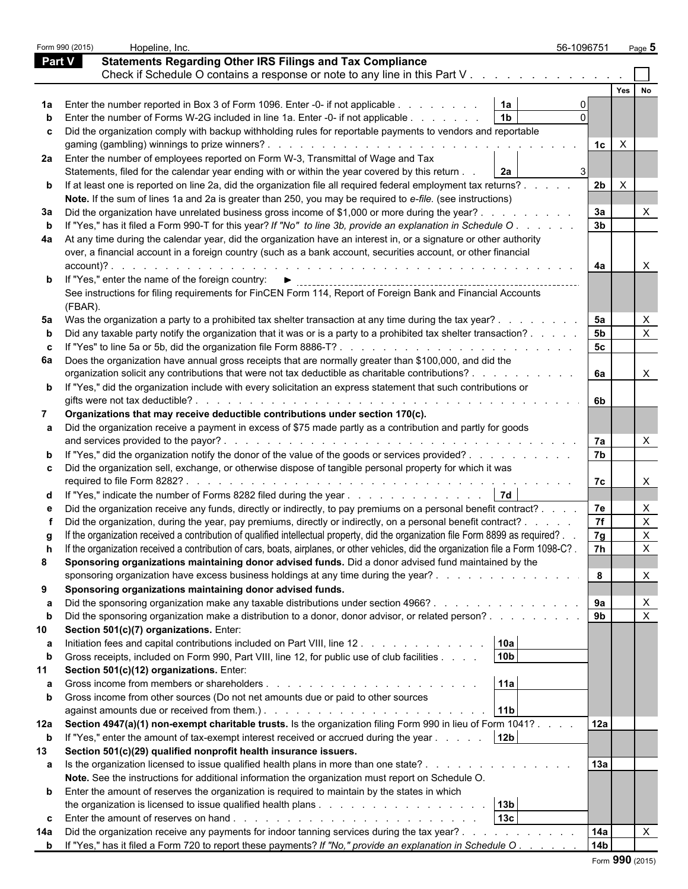Form 990 (2015) Hopeline, Inc. 56-1096751 Page **5**

## Part V Statements Regarding Other IRS Filings and Tax Compliance

Check if Schedule O contains a response or note to any line in this Part V . . . . . . . . . . . . . ☐

| Line | Description | Ref | Amount | Line | Yes | No |
|---|---|---|---|---|---|---|
| **1a** | Enter the number reported in Box 3 of Form 1096. Enter -0- if not applicable . . . . . . . . | **1a** | 0 | | | |
| **b** | Enter the number of Forms W-2G included in line 1a. Enter -0- if not applicable . . . . . . . | **1b** | 0 | | | |
| **c** | Did the organization comply with backup withholding rules for reportable payments to vendors and reportable gaming (gambling) winnings to prize winners? . . . . . . . . . . . . . . . . . . . . . . . . . . . | | | **1c** | X | |
| **2a** | Enter the number of employees reported on Form W-3, Transmittal of Wage and Tax Statements, filed for the calendar year ending with or within the year covered by this return . . | **2a** | 3 | | | |
| **b** | If at least one is reported on line 2a, did the organization file all required federal employment tax returns? . . . . . | | | **2b** | X | |
| | **Note.** If the sum of lines 1a and 2a is greater than 250, you may be required to *e-file.* (see instructions) | | | | | |
| **3a** | Did the organization have unrelated business gross income of $1,000 or more during the year? . . . . . . . . . | | | **3a** | | X |
| **b** | If "Yes," has it filed a Form 990-T for this year? *If "No" to line 3b, provide an explanation in Schedule O* . . . . . . | | | **3b** | | |
| **4a** | At any time during the calendar year, did the organization have an interest in, or a signature or other authority over, a financial account in a foreign country (such as a bank account, securities account, or other financial account)? . . . . . . . . . . . . . . . . . . . . . . . . . . . . . . . . . . . . . . | | | **4a** | | X |
| **b** | If "Yes," enter the name of the foreign country: ► | | | | | |
| | See instructions for filing requirements for FinCEN Form 114, Report of Foreign Bank and Financial Accounts (FBAR). | | | | | |
| **5a** | Was the organization a party to a prohibited tax shelter transaction at any time during the tax year? . . . . . . . . | | | **5a** | | X |
| **b** | Did any taxable party notify the organization that it was or is a party to a prohibited tax shelter transaction? . . . . . | | | **5b** | | X |
| **c** | If "Yes" to line 5a or 5b, did the organization file Form 8886-T? . . . . . . . . . . . . . . . . . . . . . . . | | | **5c** | | |
| **6a** | Does the organization have annual gross receipts that are normally greater than $100,000, and did the organization solicit any contributions that were not tax deductible as charitable contributions? . . . . . . . . . . | | | **6a** | | X |
| **b** | If "Yes," did the organization include with every solicitation an express statement that such contributions or gifts were not tax deductible? . . . . . . . . . . . . . . . . . . . . . . . . . . . . . . . . . . . | | | **6b** | | |
| **7** | **Organizations that may receive deductible contributions under section 170(c).** | | | | | |
| **a** | Did the organization receive a payment in excess of $75 made partly as a contribution and partly for goods and services provided to the payor? . . . . . . . . . . . . . . . . . . . . . . . . . . . . . . . . . | | | **7a** | | X |
| **b** | If "Yes," did the organization notify the donor of the value of the goods or services provided? . . . . . . . . . . | | | **7b** | | |
| **c** | Did the organization sell, exchange, or otherwise dispose of tangible personal property for which it was required to file Form 8282? . . . . . . . . . . . . . . . . . . . . . . . . . . . . . . . . . . . . . | | | **7c** | | X |
| **d** | If "Yes," indicate the number of Forms 8282 filed during the year . . . . . . . . . . . . . . | **7d** | | | | |
| **e** | Did the organization receive any funds, directly or indirectly, to pay premiums on a personal benefit contract? . . . . | | | **7e** | | X |
| **f** | Did the organization, during the year, pay premiums, directly or indirectly, on a personal benefit contract? . . . . . | | | **7f** | | X |
| **g** | If the organization received a contribution of qualified intellectual property, did the organization file Form 8899 as required? . . | | | **7g** | | X |
| **h** | If the organization received a contribution of cars, boats, airplanes, or other vehicles, did the organization file a Form 1098-C? . | | | **7h** | | X |
| **8** | **Sponsoring organizations maintaining donor advised funds.** Did a donor advised fund maintained by the sponsoring organization have excess business holdings at any time during the year? . . . . . . . . . . . . . . | | | **8** | | X |
| **9** | **Sponsoring organizations maintaining donor advised funds.** | | | | | |
| **a** | Did the sponsoring organization make any taxable distributions under section 4966? . . . . . . . . . . . . . . | | | **9a** | | X |
| **b** | Did the sponsoring organization make a distribution to a donor, donor advisor, or related person? . . . . . . . . . | | | **9b** | | X |
| **10** | **Section 501(c)(7) organizations.** Enter: | | | | | |
| **a** | Initiation fees and capital contributions included on Part VIII, line 12 . . . . . . . . . . . . | **10a** | | | | |
| **b** | Gross receipts, included on Form 990, Part VIII, line 12, for public use of club facilities . . . . | **10b** | | | | |
| **11** | **Section 501(c)(12) organizations.** Enter: | | | | | |
| **a** | Gross income from members or shareholders . . . . . . . . . . . . . . . . . . . . . | **11a** | | | | |
| **b** | Gross income from other sources (Do not net amounts due or paid to other sources against amounts due or received from them.) . . . . . . . . . . . . . . . . . . . . . . . | **11b** | | | | |
| **12a** | **Section 4947(a)(1) non-exempt charitable trusts.** Is the organization filing Form 990 in lieu of Form 1041? . . . . | | | **12a** | | |
| **b** | If "Yes," enter the amount of tax-exempt interest received or accrued during the year . . . . . | **12b** | | | | |
| **13** | **Section 501(c)(29) qualified nonprofit health insurance issuers.** | | | | | |
| **a** | Is the organization licensed to issue qualified health plans in more than one state? . . . . . . . . . . . . . . . | | | **13a** | | |
| | **Note.** See the instructions for additional information the organization must report on Schedule O. | | | | | |
| **b** | Enter the amount of reserves the organization is required to maintain by the states in which the organization is licensed to issue qualified health plans . . . . . . . . . . . . . . . . . | **13b** | | | | |
| **c** | Enter the amount of reserves on hand . . . . . . . . . . . . . . . . . . . . . . . . . | **13c** | | | | |
| **14a** | Did the organization receive any payments for indoor tanning services during the tax year? . . . . . . . . . . . | | | **14a** | | X |
| **b** | If "Yes," has it filed a Form 720 to report these payments? *If "No," provide an explanation in Schedule O* . . . . . . | | | **14b** | | |

Form **990** (2015)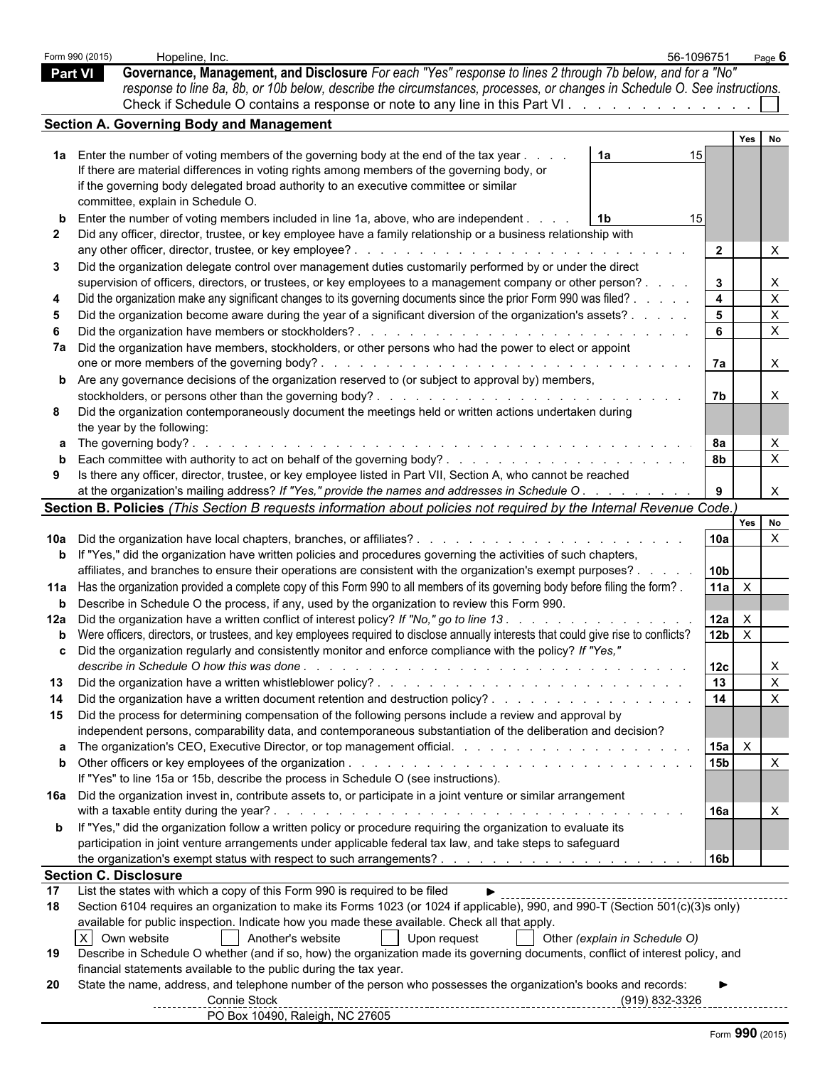Form 990 (2015) Hopeline, Inc. 56-1096751 Page **6**

## Part VI Governance, Management, and Disclosure

*For each "Yes" response to lines 2 through 7b below, and for a "No" response to line 8a, 8b, or 10b below, describe the circumstances, processes, or changes in Schedule O. See instructions.*

Check if Schedule O contains a response or note to any line in this Part VI . . . . . . . . . . . . . ☐

### Section A. Governing Body and Management

| | | | Line | Yes | No |
|---|---|---|---|---|---|
| **1a** | Enter the number of voting members of the governing body at the end of the tax year . . . . If there are material differences in voting rights among members of the governing body, or if the governing body delegated broad authority to an executive committee or similar committee, explain in Schedule O. | 1a: 15 | | | |
| **b** | Enter the number of voting members included in line 1a, above, who are independent . . . . | 1b: 15 | | | |
| **2** | Did any officer, director, trustee, or key employee have a family relationship or a business relationship with any other officer, director, trustee, or key employee? | | 2 | | X |
| **3** | Did the organization delegate control over management duties customarily performed by or under the direct supervision of officers, directors, or trustees, or key employees to a management company or other person? | | 3 | | X |
| **4** | Did the organization make any significant changes to its governing documents since the prior Form 990 was filed? | | 4 | | X |
| **5** | Did the organization become aware during the year of a significant diversion of the organization's assets? | | 5 | | X |
| **6** | Did the organization have members or stockholders? | | 6 | | X |
| **7a** | Did the organization have members, stockholders, or other persons who had the power to elect or appoint one or more members of the governing body? | | 7a | | X |
| **b** | Are any governance decisions of the organization reserved to (or subject to approval by) members, stockholders, or persons other than the governing body? | | 7b | | X |
| **8** | Did the organization contemporaneously document the meetings held or written actions undertaken during the year by the following: | | | | |
| **a** | The governing body? | | 8a | | X |
| **b** | Each committee with authority to act on behalf of the governing body? | | 8b | | X |
| **9** | Is there any officer, director, trustee, or key employee listed in Part VII, Section A, who cannot be reached at the organization's mailing address? *If "Yes," provide the names and addresses in Schedule O* | | 9 | | X |

### Section B. Policies *(This Section B requests information about policies not required by the Internal Revenue Code.)*

| | | Line | Yes | No |
|---|---|---|---|---|
| **10a** | Did the organization have local chapters, branches, or affiliates? | 10a | | X |
| **b** | If "Yes," did the organization have written policies and procedures governing the activities of such chapters, affiliates, and branches to ensure their operations are consistent with the organization's exempt purposes? | 10b | | |
| **11a** | Has the organization provided a complete copy of this Form 990 to all members of its governing body before filing the form? | 11a | X | |
| **b** | Describe in Schedule O the process, if any, used by the organization to review this Form 990. | | | |
| **12a** | Did the organization have a written conflict of interest policy? *If "No," go to line 13* | 12a | X | |
| **b** | Were officers, directors, or trustees, and key employees required to disclose annually interests that could give rise to conflicts? | 12b | X | |
| **c** | Did the organization regularly and consistently monitor and enforce compliance with the policy? *If "Yes," describe in Schedule O how this was done* | 12c | | X |
| **13** | Did the organization have a written whistleblower policy? | 13 | | X |
| **14** | Did the organization have a written document retention and destruction policy? | 14 | | X |
| **15** | Did the process for determining compensation of the following persons include a review and approval by independent persons, comparability data, and contemporaneous substantiation of the deliberation and decision? | | | |
| **a** | The organization's CEO, Executive Director, or top management official. | 15a | X | |
| **b** | Other officers or key employees of the organization. If "Yes" to line 15a or 15b, describe the process in Schedule O (see instructions). | 15b | | X |
| **16a** | Did the organization invest in, contribute assets to, or participate in a joint venture or similar arrangement with a taxable entity during the year? | 16a | | X |
| **b** | If "Yes," did the organization follow a written policy or procedure requiring the organization to evaluate its participation in joint venture arrangements under applicable federal tax law, and take steps to safeguard the organization's exempt status with respect to such arrangements? | 16b | | |

### Section C. Disclosure

**17** List the states with which a copy of this Form 990 is required to be filed ►

**18** Section 6104 requires an organization to make its Forms 1023 (or 1024 if applicable), 990, and 990-T (Section 501(c)(3)s only) available for public inspection. Indicate how you made these available. Check all that apply.

☒ Own website ☐ Another's website ☐ Upon request ☐ Other *(explain in Schedule O)*

**19** Describe in Schedule O whether (and if so, how) the organization made its governing documents, conflict of interest policy, and financial statements available to the public during the tax year.

**20** State the name, address, and telephone number of the person who possesses the organization's books and records: ►

Connie Stock (919) 832-3326
PO Box 10490, Raleigh, NC 27605

Form **990** (2015)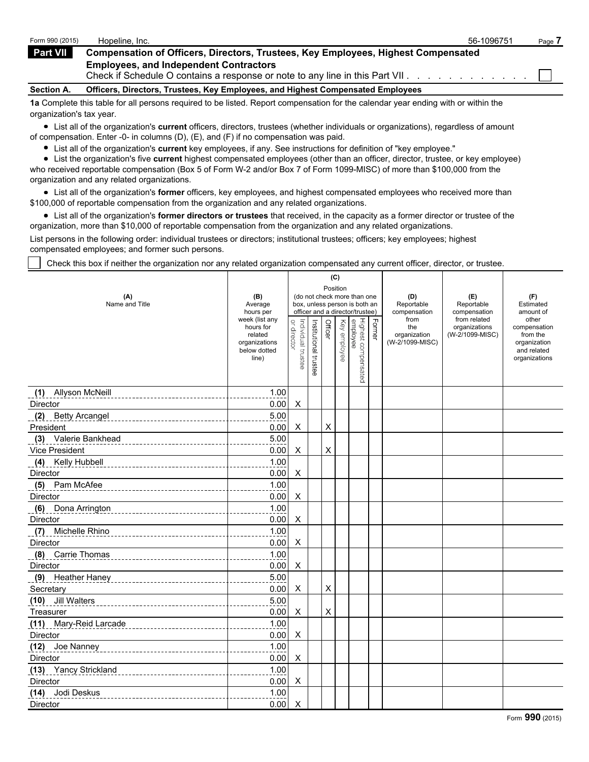Form 990 (2015) Hopeline, Inc. 56-1096751 Page **7**

## Part VII Compensation of Officers, Directors, Trustees, Key Employees, Highest Compensated Employees, and Independent Contractors

Check if Schedule O contains a response or note to any line in this Part VII . . . . . . . . . . . . ☐

### Section A. Officers, Directors, Trustees, Key Employees, and Highest Compensated Employees

**1a** Complete this table for all persons required to be listed. Report compensation for the calendar year ending with or within the organization's tax year.

- List all of the organization's **current** officers, directors, trustees (whether individuals or organizations), regardless of amount of compensation. Enter -0- in columns (D), (E), and (F) if no compensation was paid.
- List all of the organization's **current** key employees, if any. See instructions for definition of "key employee."
- List the organization's five **current** highest compensated employees (other than an officer, director, trustee, or key employee) who received reportable compensation (Box 5 of Form W-2 and/or Box 7 of Form 1099-MISC) of more than $100,000 from the organization and any related organizations.
- List all of the organization's **former** officers, key employees, and highest compensated employees who received more than $100,000 of reportable compensation from the organization and any related organizations.
- List all of the organization's **former directors or trustees** that received, in the capacity as a former director or trustee of the organization, more than $10,000 of reportable compensation from the organization and any related organizations.

List persons in the following order: individual trustees or directors; institutional trustees; officers; key employees; highest compensated employees; and former such persons.

☐ Check this box if neither the organization nor any related organization compensated any current officer, director, or trustee.

| (A) Name and Title | (B) Average hours per week (list any hours for related organizations below dotted line) | (C) Position (do not check more than one box, unless person is both an officer and a director/trustee): Individual trustee or director | Institutional trustee | Officer | Key employee | Highest compensated employee | Former | (D) Reportable compensation from the organization (W-2/1099-MISC) | (E) Reportable compensation from related organizations (W-2/1099-MISC) | (F) Estimated amount of other compensation from the organization and related organizations |
|---|---|---|---|---|---|---|---|---|---|---|
| (1) Allyson McNeill<br>Director | 1.00<br>0.00 | X | | | | | | | | |
| (2) Betty Arcangel<br>President | 5.00<br>0.00 | X | | X | | | | | | |
| (3) Valerie Bankhead<br>Vice President | 5.00<br>0.00 | X | | X | | | | | | |
| (4) Kelly Hubbell<br>Director | 1.00<br>0.00 | X | | | | | | | | |
| (5) Pam McAfee<br>Director | 1.00<br>0.00 | X | | | | | | | | |
| (6) Dona Arrington<br>Director | 1.00<br>0.00 | X | | | | | | | | |
| (7) Michelle Rhino<br>Director | 1.00<br>0.00 | X | | | | | | | | |
| (8) Carrie Thomas<br>Director | 1.00<br>0.00 | X | | | | | | | | |
| (9) Heather Haney<br>Secretary | 5.00<br>0.00 | X | | X | | | | | | |
| (10) Jill Walters<br>Treasurer | 5.00<br>0.00 | X | | X | | | | | | |
| (11) Mary-Reid Larcade<br>Director | 1.00<br>0.00 | X | | | | | | | | |
| (12) Joe Nanney<br>Director | 1.00<br>0.00 | X | | | | | | | | |
| (13) Yancy Strickland<br>Director | 1.00<br>0.00 | X | | | | | | | | |
| (14) Jodi Deskus<br>Director | 1.00<br>0.00 | X | | | | | | | | |

Form **990** (2015)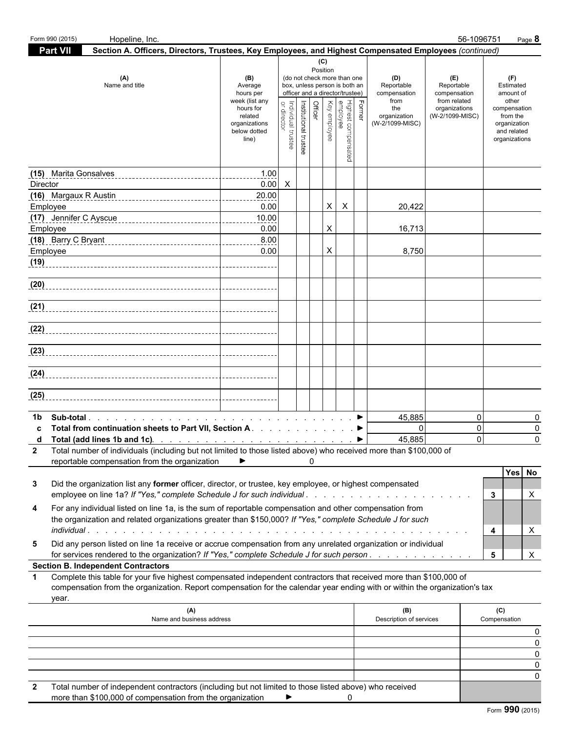Form 990 (2015) Hopeline, Inc. 56-1096751 Page 8

## Part VII Section A. Officers, Directors, Trustees, Key Employees, and Highest Compensated Employees *(continued)*

| (A) Name and title | (B) Average hours per week (list any hours for related organizations below dotted line) | Individual trustee or director | Institutional trustee | Officer | Key employee | Highest compensated employee | Former | (D) Reportable compensation from the organization (W-2/1099-MISC) | (E) Reportable compensation from related organizations (W-2/1099-MISC) | (F) Estimated amount of other compensation from the organization and related organizations |
|---|---|---|---|---|---|---|---|---|---|---|
| (15) Marita Gonsalves<br>Director | 1.00<br>0.00 | X | | | | | | | | |
| (16) Margaux R Austin<br>Employee | 20.00<br>0.00 | | | | X | X | | 20,422 | | |
| (17) Jennifer C Ayscue<br>Employee | 10.00<br>0.00 | | | | X | | | 16,713 | | |
| (18) Barry C Bryant<br>Employee | 8.00<br>0.00 | | | | X | | | 8,750 | | |
| (19) | | | | | | | | | | |
| (20) | | | | | | | | | | |
| (21) | | | | | | | | | | |
| (22) | | | | | | | | | | |
| (23) | | | | | | | | | | |
| (24) | | | | | | | | | | |
| (25) | | | | | | | | | | |

| | | (D) | (E) | (F) |
|---|---|---|---|---|
| 1b | Sub-total ► | 45,885 | 0 | 0 |
| c | Total from continuation sheets to Part VII, Section A ► | 0 | 0 | 0 |
| d | Total (add lines 1b and 1c) ► | 45,885 | 0 | 0 |

**2** Total number of individuals (including but not limited to those listed above) who received more than $100,000 of reportable compensation from the organization ► 0

| | | | Yes | No |
|---|---|---|---|---|
| 3 | Did the organization list any **former** officer, director, or trustee, key employee, or highest compensated employee on line 1a? *If "Yes," complete Schedule J for such individual* | 3 | | X |
| 4 | For any individual listed on line 1a, is the sum of reportable compensation and other compensation from the organization and related organizations greater than $150,000? *If "Yes," complete Schedule J for such individual* | 4 | | X |
| 5 | Did any person listed on line 1a receive or accrue compensation from any unrelated organization or individual for services rendered to the organization? *If "Yes," complete Schedule J for such person* | 5 | | X |

### Section B. Independent Contractors

**1** Complete this table for your five highest compensated independent contractors that received more than $100,000 of compensation from the organization. Report compensation for the calendar year ending with or within the organization's tax year.

| (A) Name and business address | (B) Description of services | (C) Compensation |
|---|---|---|
| | | 0 |
| | | 0 |
| | | 0 |
| | | 0 |
| | | 0 |

**2** Total number of independent contractors (including but not limited to those listed above) who received more than $100,000 of compensation from the organization ► 0

Form **990** (2015)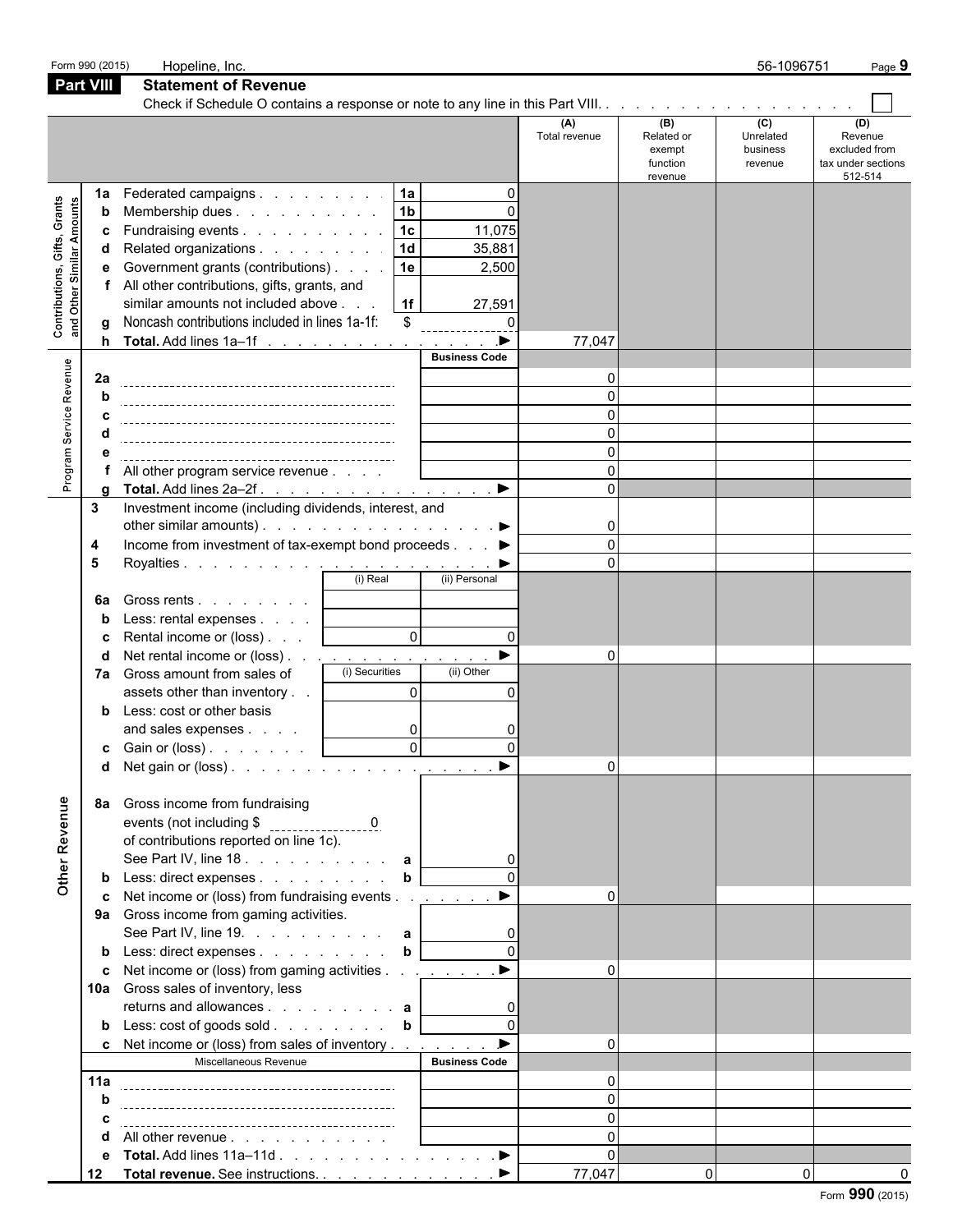Form 990 (2015) Hopeline, Inc. 56-1096751

## Part VIII Statement of Revenue

Check if Schedule O contains a response or note to any line in this Part VIII. . . . . . . . . . . . . . . . . . . ☐

| | | | | (A) Total revenue | (B) Related or exempt function revenue | (C) Unrelated business revenue | (D) Revenue excluded from tax under sections 512-514 |
|---|---|---|---|---|---|---|---|
| **Contributions, Gifts, Grants and Other Similar Amounts** | 1a Federated campaigns | 1a | 0 | | | | |
| | b Membership dues | 1b | 0 | | | | |
| | c Fundraising events | 1c | 11,075 | | | | |
| | d Related organizations | 1d | 35,881 | | | | |
| | e Government grants (contributions) | 1e | 2,500 | | | | |
| | f All other contributions, gifts, grants, and similar amounts not included above | 1f | 27,591 | | | | |
| | g Noncash contributions included in lines 1a-1f: $ 0 | | | | | | |
| | h **Total.** Add lines 1a–1f ▶ | | | 77,047 | | | |
| **Program Service Revenue** | | | Business Code | | | | |
| | 2a | | | 0 | | | |
| | b | | | 0 | | | |
| | c | | | 0 | | | |
| | d | | | 0 | | | |
| | e | | | 0 | | | |
| | f All other program service revenue | | | 0 | | | |
| | g **Total.** Add lines 2a–2f ▶ | | | 0 | | | |
| **Other Revenue** | 3 Investment income (including dividends, interest, and other similar amounts) ▶ | | | 0 | | | |
| | 4 Income from investment of tax-exempt bond proceeds ▶ | | | 0 | | | |
| | 5 Royalties ▶ | | | 0 | | | |
| | | (i) Real | (ii) Personal | | | | |
| | 6a Gross rents | | | | | | |
| | b Less: rental expenses | | | | | | |
| | c Rental income or (loss) | 0 | 0 | | | | |
| | d Net rental income or (loss) ▶ | | | 0 | | | |
| | 7a Gross amount from sales of assets other than inventory | (i) Securities 0 | (ii) Other 0 | | | | |
| | b Less: cost or other basis and sales expenses | 0 | 0 | | | | |
| | c Gain or (loss) | 0 | 0 | | | | |
| | d Net gain or (loss) ▶ | | | 0 | | | |
| | 8a Gross income from fundraising events (not including $ 0 of contributions reported on line 1c). See Part IV, line 18 | a | 0 | | | | |
| | b Less: direct expenses | b | 0 | | | | |
| | c Net income or (loss) from fundraising events ▶ | | | 0 | | | |
| | 9a Gross income from gaming activities. See Part IV, line 19. | a | 0 | | | | |
| | b Less: direct expenses | b | 0 | | | | |
| | c Net income or (loss) from gaming activities ▶ | | | 0 | | | |
| | 10a Gross sales of inventory, less returns and allowances | a | 0 | | | | |
| | b Less: cost of goods sold | b | 0 | | | | |
| | c Net income or (loss) from sales of inventory ▶ | | | 0 | | | |
| | Miscellaneous Revenue | | Business Code | | | | |
| | 11a | | | 0 | | | |
| | b | | | 0 | | | |
| | c | | | 0 | | | |
| | d All other revenue | | | 0 | | | |
| | e **Total.** Add lines 11a–11d ▶ | | | 0 | | | |
| | 12 **Total revenue.** See instructions. ▶ | | | 77,047 | 0 | 0 | 0 |

Form **990** (2015)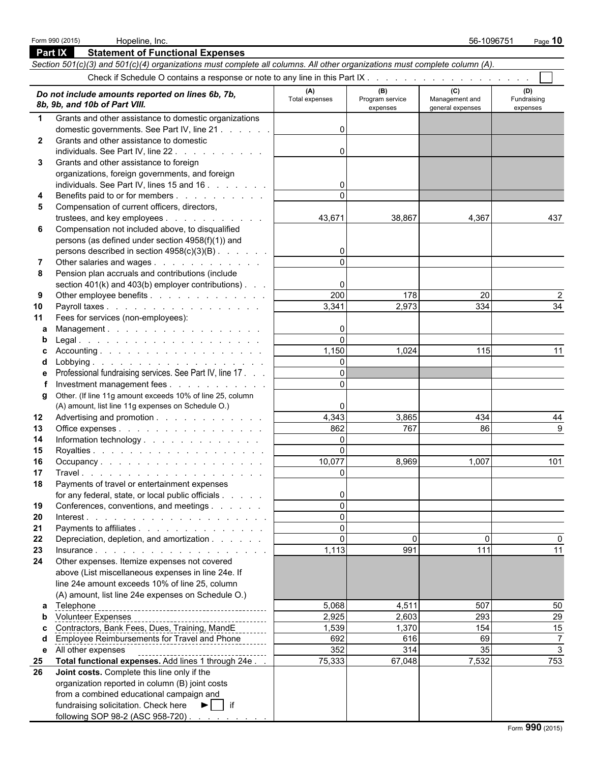Form 990 (2015) Hopeline, Inc. 56-1096751

## Part IX Statement of Functional Expenses

*Section 501(c)(3) and 501(c)(4) organizations must complete all columns. All other organizations must complete column (A).*

Check if Schedule O contains a response or note to any line in this Part IX . . . . . . . . . . . . . . . . . . . ☐

| *Do not include amounts reported on lines 6b, 7b, 8b, 9b, and 10b of Part VIII.* | (A) Total expenses | (B) Program service expenses | (C) Management and general expenses | (D) Fundraising expenses |
|---|---|---|---|---|
| **1** Grants and other assistance to domestic organizations domestic governments. See Part IV, line 21 | 0 | | | |
| **2** Grants and other assistance to domestic individuals. See Part IV, line 22 | 0 | | | |
| **3** Grants and other assistance to foreign organizations, foreign governments, and foreign individuals. See Part IV, lines 15 and 16 | 0 | | | |
| **4** Benefits paid to or for members | 0 | | | |
| **5** Compensation of current officers, directors, trustees, and key employees | 43,671 | 38,867 | 4,367 | 437 |
| **6** Compensation not included above, to disqualified persons (as defined under section 4958(f)(1)) and persons described in section 4958(c)(3)(B) | 0 | | | |
| **7** Other salaries and wages | 0 | | | |
| **8** Pension plan accruals and contributions (include section 401(k) and 403(b) employer contributions) | 0 | | | |
| **9** Other employee benefits | 200 | 178 | 20 | 2 |
| **10** Payroll taxes | 3,341 | 2,973 | 334 | 34 |
| **11** Fees for services (non-employees): | | | | |
| **a** Management | 0 | | | |
| **b** Legal | 0 | | | |
| **c** Accounting | 1,150 | 1,024 | 115 | 11 |
| **d** Lobbying | 0 | | | |
| **e** Professional fundraising services. See Part IV, line 17 | 0 | | | |
| **f** Investment management fees | 0 | | | |
| **g** Other. (If line 11g amount exceeds 10% of line 25, column (A) amount, list line 11g expenses on Schedule O.) | 0 | | | |
| **12** Advertising and promotion | 4,343 | 3,865 | 434 | 44 |
| **13** Office expenses | 862 | 767 | 86 | 9 |
| **14** Information technology | 0 | | | |
| **15** Royalties | 0 | | | |
| **16** Occupancy | 10,077 | 8,969 | 1,007 | 101 |
| **17** Travel | 0 | | | |
| **18** Payments of travel or entertainment expenses for any federal, state, or local public officials | 0 | | | |
| **19** Conferences, conventions, and meetings | 0 | | | |
| **20** Interest | 0 | | | |
| **21** Payments to affiliates | 0 | | | |
| **22** Depreciation, depletion, and amortization | 0 | 0 | 0 | 0 |
| **23** Insurance | 1,113 | 991 | 111 | 11 |
| **24** Other expenses. Itemize expenses not covered above (List miscellaneous expenses in line 24e. If line 24e amount exceeds 10% of line 25, column (A) amount, list line 24e expenses on Schedule O.) | | | | |
| **a** Telephone | 5,068 | 4,511 | 507 | 50 |
| **b** Volunteer Expenses | 2,925 | 2,603 | 293 | 29 |
| **c** Contractors, Bank Fees, Dues, Training, MandE | 1,539 | 1,370 | 154 | 15 |
| **d** Employee Reimbursements for Travel and Phone | 692 | 616 | 69 | 7 |
| **e** All other expenses | 352 | 314 | 35 | 3 |
| **25** **Total functional expenses.** Add lines 1 through 24e | 75,333 | 67,048 | 7,532 | 753 |
| **26** **Joint costs.** Complete this line only if the organization reported in column (B) joint costs from a combined educational campaign and fundraising solicitation. Check here ► ☐ if following SOP 98-2 (ASC 958-720) | | | | |

Form **990** (2015)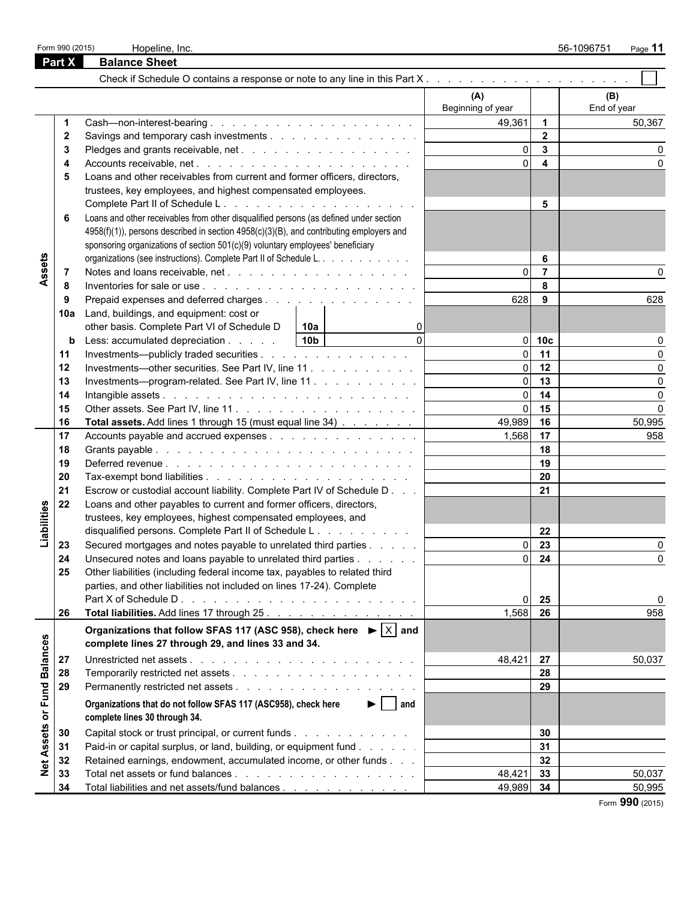Form 990 (2015) Hopeline, Inc. 56-1096751 Page **11**

## Part X Balance Sheet

Check if Schedule O contains a response or note to any line in this Part X . . . . . . . . . . . . . . . . . . . . ☐

| Section | Line | Description | (A) Beginning of year | | (B) End of year |
|---|---|---|---|---|---|
| **Assets** | 1 | Cash—non-interest-bearing | 49,361 | 1 | 50,367 |
| | 2 | Savings and temporary cash investments | | 2 | |
| | 3 | Pledges and grants receivable, net | 0 | 3 | 0 |
| | 4 | Accounts receivable, net | 0 | 4 | 0 |
| | 5 | Loans and other receivables from current and former officers, directors, trustees, key employees, and highest compensated employees. Complete Part II of Schedule L | | 5 | |
| | 6 | Loans and other receivables from other disqualified persons (as defined under section 4958(f)(1)), persons described in section 4958(c)(3)(B), and contributing employers and sponsoring organizations of section 501(c)(9) voluntary employees' beneficiary organizations (see instructions). Complete Part II of Schedule L. | | 6 | |
| | 7 | Notes and loans receivable, net | 0 | 7 | 0 |
| | 8 | Inventories for sale or use | | 8 | |
| | 9 | Prepaid expenses and deferred charges | 628 | 9 | 628 |
| | 10a | Land, buildings, and equipment: cost or other basis. Complete Part VI of Schedule D — 10a: 0 | | | |
| | b | Less: accumulated depreciation — 10b: 0 | 0 | 10c | 0 |
| | 11 | Investments—publicly traded securities | 0 | 11 | 0 |
| | 12 | Investments—other securities. See Part IV, line 11 | 0 | 12 | 0 |
| | 13 | Investments—program-related. See Part IV, line 11 | 0 | 13 | 0 |
| | 14 | Intangible assets | 0 | 14 | 0 |
| | 15 | Other assets. See Part IV, line 11 | 0 | 15 | 0 |
| | 16 | **Total assets.** Add lines 1 through 15 (must equal line 34) | 49,989 | 16 | 50,995 |
| **Liabilities** | 17 | Accounts payable and accrued expenses | 1,568 | 17 | 958 |
| | 18 | Grants payable | | 18 | |
| | 19 | Deferred revenue | | 19 | |
| | 20 | Tax-exempt bond liabilities | | 20 | |
| | 21 | Escrow or custodial account liability. Complete Part IV of Schedule D | | 21 | |
| | 22 | Loans and other payables to current and former officers, directors, trustees, key employees, highest compensated employees, and disqualified persons. Complete Part II of Schedule L | | 22 | |
| | 23 | Secured mortgages and notes payable to unrelated third parties | 0 | 23 | 0 |
| | 24 | Unsecured notes and loans payable to unrelated third parties | 0 | 24 | 0 |
| | 25 | Other liabilities (including federal income tax, payables to related third parties, and other liabilities not included on lines 17-24). Complete Part X of Schedule D | 0 | 25 | 0 |
| | 26 | **Total liabilities.** Add lines 17 through 25 | 1,568 | 26 | 958 |
| **Net Assets or Fund Balances** | | **Organizations that follow SFAS 117 (ASC 958), check here ► ☒ and complete lines 27 through 29, and lines 33 and 34.** | | | |
| | 27 | Unrestricted net assets | 48,421 | 27 | 50,037 |
| | 28 | Temporarily restricted net assets | | 28 | |
| | 29 | Permanently restricted net assets | | 29 | |
| | | **Organizations that do not follow SFAS 117 (ASC958), check here ► ☐ and complete lines 30 through 34.** | | | |
| | 30 | Capital stock or trust principal, or current funds | | 30 | |
| | 31 | Paid-in or capital surplus, or land, building, or equipment fund | | 31 | |
| | 32 | Retained earnings, endowment, accumulated income, or other funds | | 32 | |
| | 33 | Total net assets or fund balances | 48,421 | 33 | 50,037 |
| | 34 | Total liabilities and net assets/fund balances | 49,989 | 34 | 50,995 |

Form **990** (2015)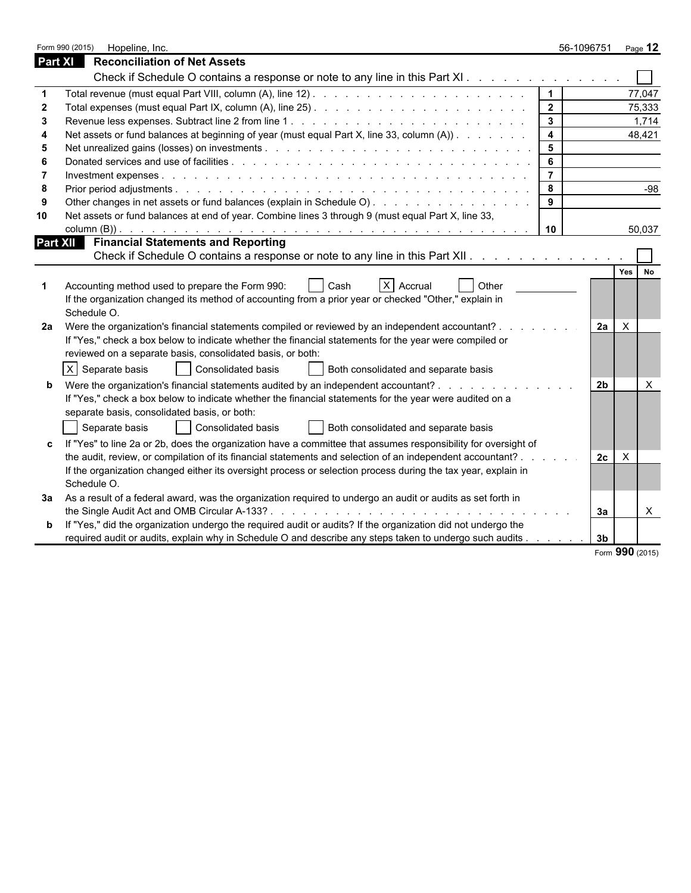Form 990 (2015) Hopeline, Inc. 56-1096751 Page **12**

## Part XI Reconciliation of Net Assets

Check if Schedule O contains a response or note to any line in this Part XI . . . . . . . . . . . . . ☐

| | | | |
|---|---|---|---|
| 1 | Total revenue (must equal Part VIII, column (A), line 12) | 1 | 77,047 |
| 2 | Total expenses (must equal Part IX, column (A), line 25) | 2 | 75,333 |
| 3 | Revenue less expenses. Subtract line 2 from line 1 | 3 | 1,714 |
| 4 | Net assets or fund balances at beginning of year (must equal Part X, line 33, column (A)) | 4 | 48,421 |
| 5 | Net unrealized gains (losses) on investments | 5 | |
| 6 | Donated services and use of facilities | 6 | |
| 7 | Investment expenses | 7 | |
| 8 | Prior period adjustments | 8 | -98 |
| 9 | Other changes in net assets or fund balances (explain in Schedule O) | 9 | |
| 10 | Net assets or fund balances at end of year. Combine lines 3 through 9 (must equal Part X, line 33, column (B)) | 10 | 50,037 |

## Part XII Financial Statements and Reporting

Check if Schedule O contains a response or note to any line in this Part XII . . . . . . . . . . . . . ☐

| | | | Yes | No |
|---|---|---|---|---|
| 1 | Accounting method used to prepare the Form 990: ☐ Cash ☒ Accrual ☐ Other<br>If the organization changed its method of accounting from a prior year or checked "Other," explain in Schedule O. | | | |
| 2a | Were the organization's financial statements compiled or reviewed by an independent accountant?<br>If "Yes," check a box below to indicate whether the financial statements for the year were compiled or reviewed on a separate basis, consolidated basis, or both:<br>☒ Separate basis ☐ Consolidated basis ☐ Both consolidated and separate basis | 2a | X | |
| b | Were the organization's financial statements audited by an independent accountant?<br>If "Yes," check a box below to indicate whether the financial statements for the year were audited on a separate basis, consolidated basis, or both:<br>☐ Separate basis ☐ Consolidated basis ☐ Both consolidated and separate basis | 2b | | X |
| c | If "Yes" to line 2a or 2b, does the organization have a committee that assumes responsibility for oversight of the audit, review, or compilation of its financial statements and selection of an independent accountant?<br>If the organization changed either its oversight process or selection process during the tax year, explain in Schedule O. | 2c | X | |
| 3a | As a result of a federal award, was the organization required to undergo an audit or audits as set forth in the Single Audit Act and OMB Circular A-133? | 3a | | X |
| b | If "Yes," did the organization undergo the required audit or audits? If the organization did not undergo the required audit or audits, explain why in Schedule O and describe any steps taken to undergo such audits | 3b | | |

Form **990** (2015)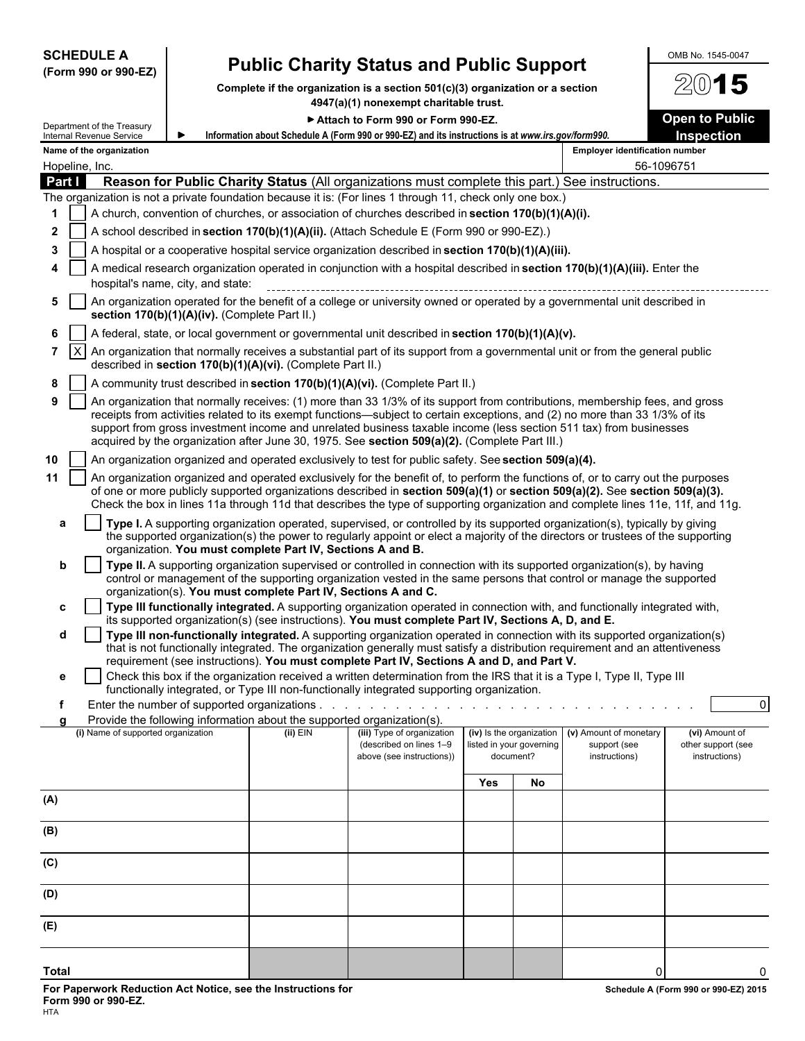**SCHEDULE A**
**(Form 990 or 990-EZ)**

Department of the Treasury
Internal Revenue Service

# Public Charity Status and Public Support

**Complete if the organization is a section 501(c)(3) organization or a section 4947(a)(1) nonexempt charitable trust.**

**▶ Attach to Form 990 or Form 990-EZ.**

**▶ Information about Schedule A (Form 990 or 990-EZ) and its instructions is at *www.irs.gov/form990.***

OMB No. 1545-0047

**2015**

**Open to Public Inspection**

| Name of the organization | Employer identification number |
|---|---|
| Hopeline, Inc. | 56-1096751 |

## Part I Reason for Public Charity Status (All organizations must complete this part.) See instructions.

The organization is not a private foundation because it is: (For lines 1 through 11, check only one box.)

1 [ ] A church, convention of churches, or association of churches described in **section 170(b)(1)(A)(i).**

2 [ ] A school described in **section 170(b)(1)(A)(ii).** (Attach Schedule E (Form 990 or 990-EZ).)

3 [ ] A hospital or a cooperative hospital service organization described in **section 170(b)(1)(A)(iii).**

4 [ ] A medical research organization operated in conjunction with a hospital described in **section 170(b)(1)(A)(iii).** Enter the hospital's name, city, and state:

5 [ ] An organization operated for the benefit of a college or university owned or operated by a governmental unit described in **section 170(b)(1)(A)(iv).** (Complete Part II.)

6 [ ] A federal, state, or local government or governmental unit described in **section 170(b)(1)(A)(v).**

7 [X] An organization that normally receives a substantial part of its support from a governmental unit or from the general public described in **section 170(b)(1)(A)(vi).** (Complete Part II.)

8 [ ] A community trust described in **section 170(b)(1)(A)(vi).** (Complete Part II.)

9 [ ] An organization that normally receives: (1) more than 33 1/3% of its support from contributions, membership fees, and gross receipts from activities related to its exempt functions—subject to certain exceptions, and (2) no more than 33 1/3% of its support from gross investment income and unrelated business taxable income (less section 511 tax) from businesses acquired by the organization after June 30, 1975. See **section 509(a)(2).** (Complete Part III.)

10 [ ] An organization organized and operated exclusively to test for public safety. See **section 509(a)(4).**

11 [ ] An organization organized and operated exclusively for the benefit of, to perform the functions of, or to carry out the purposes of one or more publicly supported organizations described in **section 509(a)(1)** or **section 509(a)(2).** See **section 509(a)(3).** Check the box in lines 11a through 11d that describes the type of supporting organization and complete lines 11e, 11f, and 11g.

a [ ] **Type I.** A supporting organization operated, supervised, or controlled by its supported organization(s), typically by giving the supported organization(s) the power to regularly appoint or elect a majority of the directors or trustees of the supporting organization. **You must complete Part IV, Sections A and B.**

b [ ] **Type II.** A supporting organization supervised or controlled in connection with its supported organization(s), by having control or management of the supporting organization vested in the same persons that control or manage the supported organization(s). **You must complete Part IV, Sections A and C.**

c [ ] **Type III functionally integrated.** A supporting organization operated in connection with, and functionally integrated with, its supported organization(s) (see instructions). **You must complete Part IV, Sections A, D, and E.**

d [ ] **Type III non-functionally integrated.** A supporting organization operated in connection with its supported organization(s) that is not functionally integrated. The organization generally must satisfy a distribution requirement and an attentiveness requirement (see instructions). **You must complete Part IV, Sections A and D, and Part V.**

e [ ] Check this box if the organization received a written determination from the IRS that it is a Type I, Type II, Type III functionally integrated, or Type III non-functionally integrated supporting organization.

f Enter the number of supported organizations . . . . . . . . . . . . 0

g Provide the following information about the supported organization(s).

| (i) Name of supported organization | (ii) EIN | (iii) Type of organization (described on lines 1–9 above (see instructions)) | (iv) Is the organization listed in your governing document? | | (v) Amount of monetary support (see instructions) | (vi) Amount of other support (see instructions) |
|---|---|---|---|---|---|---|
| | | | Yes | No | | |
| (A) | | | | | | |
| (B) | | | | | | |
| (C) | | | | | | |
| (D) | | | | | | |
| (E) | | | | | | |
| Total | | | | | 0 | 0 |

**For Paperwork Reduction Act Notice, see the Instructions for Form 990 or 990-EZ.**
HTA

**Schedule A (Form 990 or 990-EZ) 2015**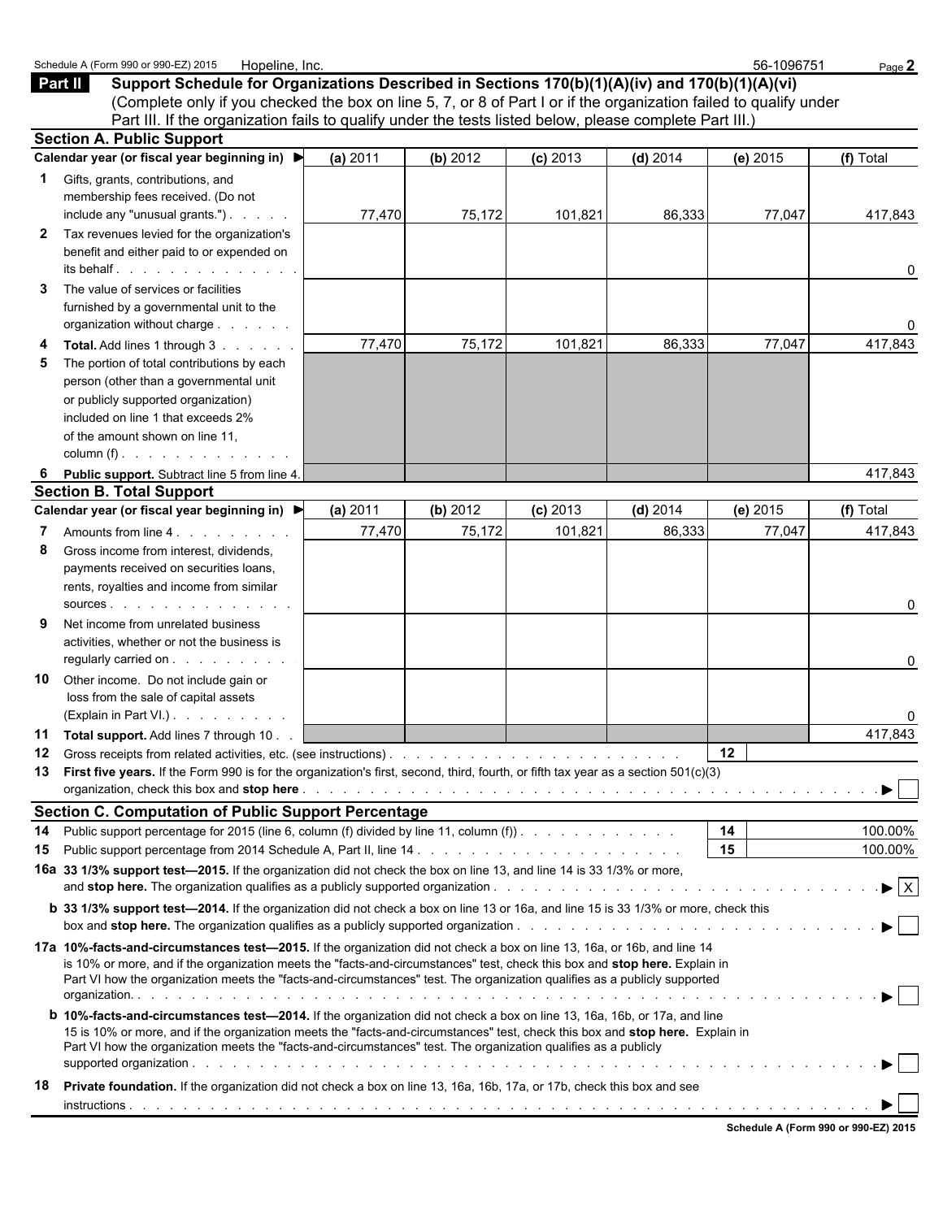Schedule A (Form 990 or 990-EZ) 2015 Hopeline, Inc. 56-1096751

## Part II Support Schedule for Organizations Described in Sections 170(b)(1)(A)(iv) and 170(b)(1)(A)(vi)

(Complete only if you checked the box on line 5, 7, or 8 of Part I or if the organization failed to qualify under Part III. If the organization fails to qualify under the tests listed below, please complete Part III.)

### Section A. Public Support

| Calendar year (or fiscal year beginning in) ▶ | (a) 2011 | (b) 2012 | (c) 2013 | (d) 2014 | (e) 2015 | (f) Total |
|---|---|---|---|---|---|---|
| **1** Gifts, grants, contributions, and membership fees received. (Do not include any "unusual grants.") | 77,470 | 75,172 | 101,821 | 86,333 | 77,047 | 417,843 |
| **2** Tax revenues levied for the organization's benefit and either paid to or expended on its behalf | | | | | | 0 |
| **3** The value of services or facilities furnished by a governmental unit to the organization without charge | | | | | | 0 |
| **4** **Total.** Add lines 1 through 3 | 77,470 | 75,172 | 101,821 | 86,333 | 77,047 | 417,843 |
| **5** The portion of total contributions by each person (other than a governmental unit or publicly supported organization) included on line 1 that exceeds 2% of the amount shown on line 11, column (f) | | | | | | |
| **6** **Public support.** Subtract line 5 from line 4. | | | | | | 417,843 |

### Section B. Total Support

| Calendar year (or fiscal year beginning in) ▶ | (a) 2011 | (b) 2012 | (c) 2013 | (d) 2014 | (e) 2015 | (f) Total |
|---|---|---|---|---|---|---|
| **7** Amounts from line 4 | 77,470 | 75,172 | 101,821 | 86,333 | 77,047 | 417,843 |
| **8** Gross income from interest, dividends, payments received on securities loans, rents, royalties and income from similar sources | | | | | | 0 |
| **9** Net income from unrelated business activities, whether or not the business is regularly carried on | | | | | | 0 |
| **10** Other income. Do not include gain or loss from the sale of capital assets (Explain in Part VI.) | | | | | | 0 |
| **11** **Total support.** Add lines 7 through 10 | | | | | | 417,843 |

**12** Gross receipts from related activities, etc. (see instructions) | **12** |

**13** **First five years.** If the Form 990 is for the organization's first, second, third, fourth, or fifth tax year as a section 501(c)(3) organization, check this box and **stop here** ▶ ☐

### Section C. Computation of Public Support Percentage

**14** Public support percentage for 2015 (line 6, column (f) divided by line 11, column (f)) | **14** | 100.00%

**15** Public support percentage from 2014 Schedule A, Part II, line 14 | **15** | 100.00%

**16a** **33 1/3% support test—2015.** If the organization did not check the box on line 13, and line 14 is 33 1/3% or more, and **stop here.** The organization qualifies as a publicly supported organization ▶ ☒

**b** **33 1/3% support test—2014.** If the organization did not check a box on line 13 or 16a, and line 15 is 33 1/3% or more, check this box and **stop here.** The organization qualifies as a publicly supported organization ▶ ☐

**17a** **10%-facts-and-circumstances test—2015.** If the organization did not check a box on line 13, 16a, or 16b, and line 14 is 10% or more, and if the organization meets the "facts-and-circumstances" test, check this box and **stop here.** Explain in Part VI how the organization meets the "facts-and-circumstances" test. The organization qualifies as a publicly supported organization. ▶ ☐

**b** **10%-facts-and-circumstances test—2014.** If the organization did not check a box on line 13, 16a, 16b, or 17a, and line 15 is 10% or more, and if the organization meets the "facts-and-circumstances" test, check this box and **stop here.** Explain in Part VI how the organization meets the "facts-and-circumstances" test. The organization qualifies as a publicly supported organization ▶ ☐

**18** **Private foundation.** If the organization did not check a box on line 13, 16a, 16b, 17a, or 17b, check this box and see instructions ▶ ☐

**Schedule A (Form 990 or 990-EZ) 2015**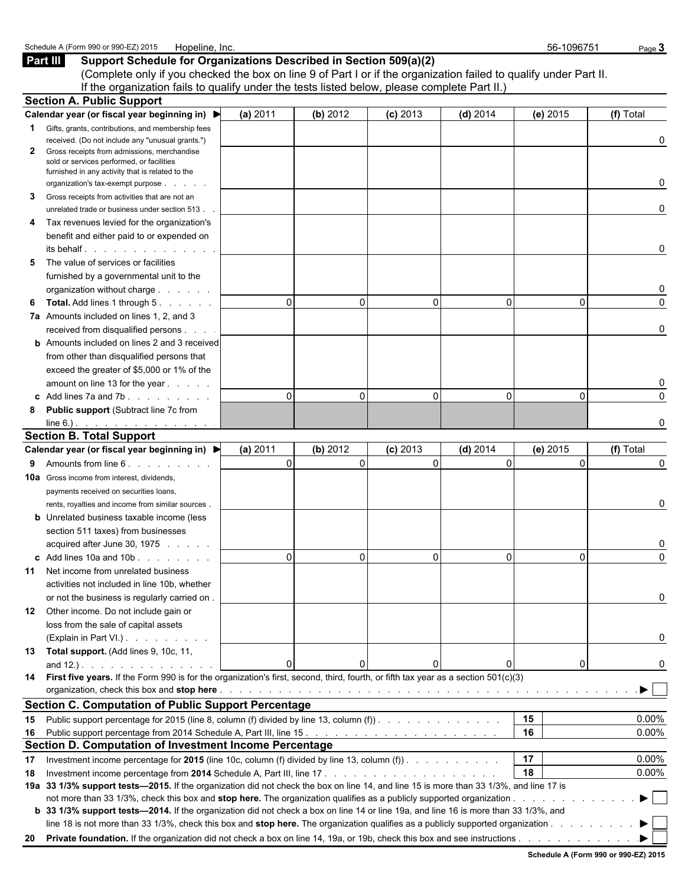Schedule A (Form 990 or 990-EZ) 2015 Hopeline, Inc. 56-1096751

## Part III Support Schedule for Organizations Described in Section 509(a)(2)

(Complete only if you checked the box on line 9 of Part I or if the organization failed to qualify under Part II. If the organization fails to qualify under the tests listed below, please complete Part II.)

### Section A. Public Support

| Calendar year (or fiscal year beginning in) ▶ | (a) 2011 | (b) 2012 | (c) 2013 | (d) 2014 | (e) 2015 | (f) Total |
|---|---|---|---|---|---|---|
| 1 Gifts, grants, contributions, and membership fees received. (Do not include any "unusual grants.") | | | | | | 0 |
| 2 Gross receipts from admissions, merchandise sold or services performed, or facilities furnished in any activity that is related to the organization's tax-exempt purpose | | | | | | 0 |
| 3 Gross receipts from activities that are not an unrelated trade or business under section 513 | | | | | | 0 |
| 4 Tax revenues levied for the organization's benefit and either paid to or expended on its behalf | | | | | | 0 |
| 5 The value of services or facilities furnished by a governmental unit to the organization without charge | | | | | | 0 |
| 6 **Total.** Add lines 1 through 5 | 0 | 0 | 0 | 0 | 0 | 0 |
| 7a Amounts included on lines 1, 2, and 3 received from disqualified persons | | | | | | 0 |
| b Amounts included on lines 2 and 3 received from other than disqualified persons that exceed the greater of $5,000 or 1% of the amount on line 13 for the year | | | | | | 0 |
| c Add lines 7a and 7b | 0 | 0 | 0 | 0 | 0 | 0 |
| 8 **Public support** (Subtract line 7c from line 6.) | | | | | | 0 |

### Section B. Total Support

| Calendar year (or fiscal year beginning in) ▶ | (a) 2011 | (b) 2012 | (c) 2013 | (d) 2014 | (e) 2015 | (f) Total |
|---|---|---|---|---|---|---|
| 9 Amounts from line 6 | 0 | 0 | 0 | 0 | 0 | 0 |
| 10a Gross income from interest, dividends, payments received on securities loans, rents, royalties and income from similar sources | | | | | | 0 |
| b Unrelated business taxable income (less section 511 taxes) from businesses acquired after June 30, 1975 | | | | | | 0 |
| c Add lines 10a and 10b | 0 | 0 | 0 | 0 | 0 | 0 |
| 11 Net income from unrelated business activities not included in line 10b, whether or not the business is regularly carried on | | | | | | 0 |
| 12 Other income. Do not include gain or loss from the sale of capital assets (Explain in Part VI.) | | | | | | 0 |
| 13 **Total support.** (Add lines 9, 10c, 11, and 12.) | 0 | 0 | 0 | 0 | 0 | 0 |

14 **First five years.** If the Form 990 is for the organization's first, second, third, fourth, or fifth tax year as a section 501(c)(3) organization, check this box and **stop here** ▶ ☐

### Section C. Computation of Public Support Percentage

| | | |
|---|---|---|
| 15 Public support percentage for 2015 (line 8, column (f) divided by line 13, column (f)) | 15 | 0.00% |
| 16 Public support percentage from 2014 Schedule A, Part III, line 15 | 16 | 0.00% |

### Section D. Computation of Investment Income Percentage

| | | |
|---|---|---|
| 17 Investment income percentage for **2015** (line 10c, column (f) divided by line 13, column (f)) | 17 | 0.00% |
| 18 Investment income percentage from **2014** Schedule A, Part III, line 17 | 18 | 0.00% |

19a **33 1/3% support tests—2015.** If the organization did not check the box on line 14, and line 15 is more than 33 1/3%, and line 17 is not more than 33 1/3%, check this box and **stop here.** The organization qualifies as a publicly supported organization ▶ ☐

b **33 1/3% support tests—2014.** If the organization did not check a box on line 14 or line 19a, and line 16 is more than 33 1/3%, and line 18 is not more than 33 1/3%, check this box and **stop here.** The organization qualifies as a publicly supported organization ▶ ☐

20 **Private foundation.** If the organization did not check a box on line 14, 19a, or 19b, check this box and see instructions ▶ ☐

Schedule A (Form 990 or 990-EZ) 2015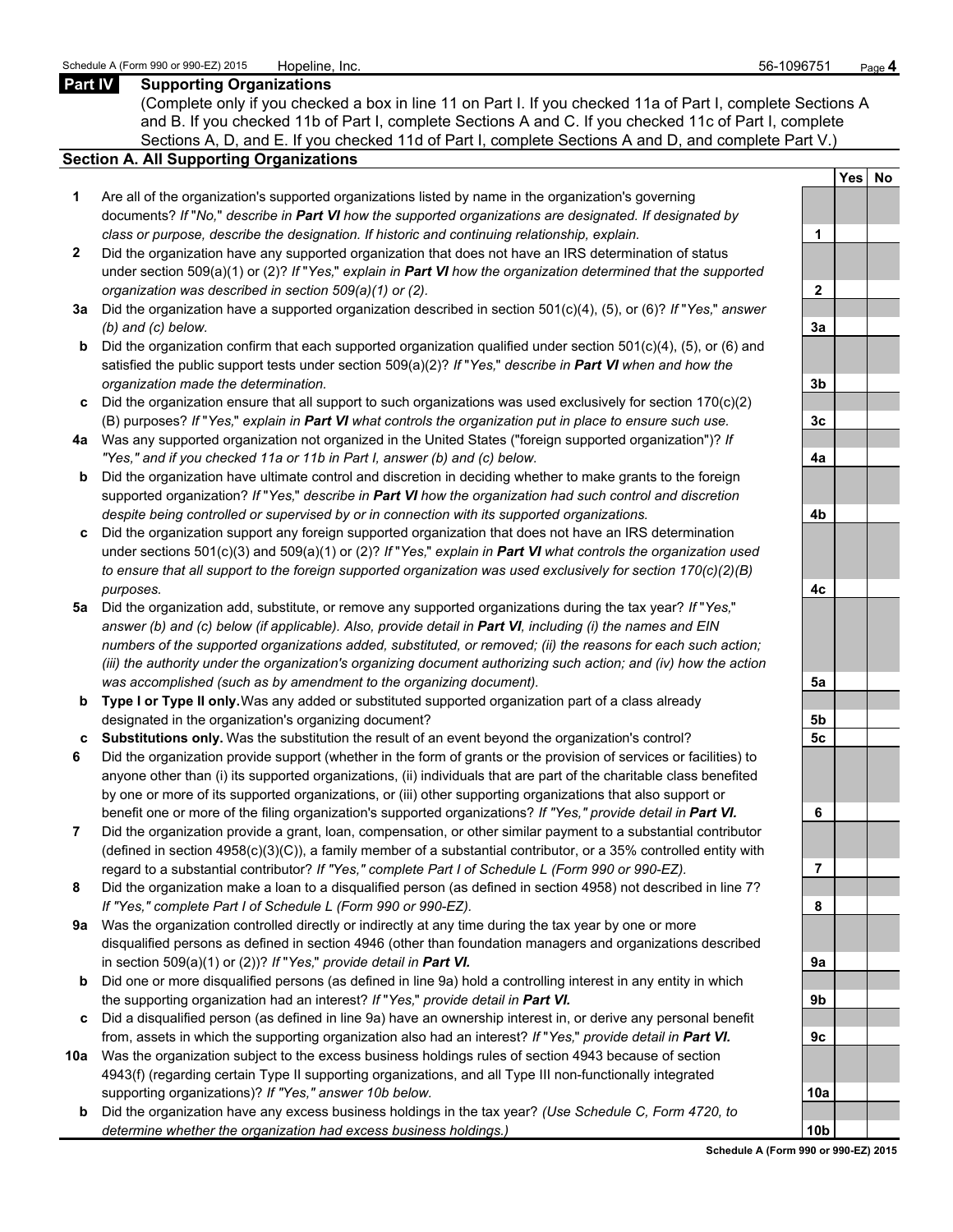**Part IV Supporting Organizations**

(Complete only if you checked a box in line 11 on Part I. If you checked 11a of Part I, complete Sections A and B. If you checked 11b of Part I, complete Sections A and C. If you checked 11c of Part I, complete Sections A, D, and E. If you checked 11d of Part I, complete Sections A and D, and complete Part V.)

**Section A. All Supporting Organizations**

| | | Line | Yes | No |
|---|---|---|---|---|
| **1** | Are all of the organization's supported organizations listed by name in the organization's governing documents? *If "No," describe in **Part VI** how the supported organizations are designated. If designated by class or purpose, describe the designation. If historic and continuing relationship, explain.* | 1 | | |
| **2** | Did the organization have any supported organization that does not have an IRS determination of status under section 509(a)(1) or (2)? *If "Yes," explain in **Part VI** how the organization determined that the supported organization was described in section 509(a)(1) or (2).* | 2 | | |
| **3a** | Did the organization have a supported organization described in section 501(c)(4), (5), or (6)? *If "Yes," answer (b) and (c) below.* | 3a | | |
| **b** | Did the organization confirm that each supported organization qualified under section 501(c)(4), (5), or (6) and satisfied the public support tests under section 509(a)(2)? *If "Yes," describe in **Part VI** when and how the organization made the determination.* | 3b | | |
| **c** | Did the organization ensure that all support to such organizations was used exclusively for section 170(c)(2)(B) purposes? *If "Yes," explain in **Part VI** what controls the organization put in place to ensure such use.* | 3c | | |
| **4a** | Was any supported organization not organized in the United States ("foreign supported organization")? *If "Yes," and if you checked 11a or 11b in Part I, answer (b) and (c) below.* | 4a | | |
| **b** | Did the organization have ultimate control and discretion in deciding whether to make grants to the foreign supported organization? *If "Yes," describe in **Part VI** how the organization had such control and discretion despite being controlled or supervised by or in connection with its supported organizations.* | 4b | | |
| **c** | Did the organization support any foreign supported organization that does not have an IRS determination under sections 501(c)(3) and 509(a)(1) or (2)? *If "Yes," explain in **Part VI** what controls the organization used to ensure that all support to the foreign supported organization was used exclusively for section 170(c)(2)(B) purposes.* | 4c | | |
| **5a** | Did the organization add, substitute, or remove any supported organizations during the tax year? *If "Yes," answer (b) and (c) below (if applicable). Also, provide detail in **Part VI**, including (i) the names and EIN numbers of the supported organizations added, substituted, or removed; (ii) the reasons for each such action; (iii) the authority under the organization's organizing document authorizing such action; and (iv) how the action was accomplished (such as by amendment to the organizing document).* | 5a | | |
| **b** | **Type I or Type II only.** Was any added or substituted supported organization part of a class already designated in the organization's organizing document? | 5b | | |
| **c** | **Substitutions only.** Was the substitution the result of an event beyond the organization's control? | 5c | | |
| **6** | Did the organization provide support (whether in the form of grants or the provision of services or facilities) to anyone other than (i) its supported organizations, (ii) individuals that are part of the charitable class benefited by one or more of its supported organizations, or (iii) other supporting organizations that also support or benefit one or more of the filing organization's supported organizations? *If "Yes," provide detail in **Part VI.*** | 6 | | |
| **7** | Did the organization provide a grant, loan, compensation, or other similar payment to a substantial contributor (defined in section 4958(c)(3)(C)), a family member of a substantial contributor, or a 35% controlled entity with regard to a substantial contributor? *If "Yes," complete Part I of Schedule L (Form 990 or 990-EZ).* | 7 | | |
| **8** | Did the organization make a loan to a disqualified person (as defined in section 4958) not described in line 7? *If "Yes," complete Part I of Schedule L (Form 990 or 990-EZ).* | 8 | | |
| **9a** | Was the organization controlled directly or indirectly at any time during the tax year by one or more disqualified persons as defined in section 4946 (other than foundation managers and organizations described in section 509(a)(1) or (2))? *If "Yes," provide detail in **Part VI.*** | 9a | | |
| **b** | Did one or more disqualified persons (as defined in line 9a) hold a controlling interest in any entity in which the supporting organization had an interest? *If "Yes," provide detail in **Part VI.*** | 9b | | |
| **c** | Did a disqualified person (as defined in line 9a) have an ownership interest in, or derive any personal benefit from, assets in which the supporting organization also had an interest? *If "Yes," provide detail in **Part VI.*** | 9c | | |
| **10a** | Was the organization subject to the excess business holdings rules of section 4943 because of section 4943(f) (regarding certain Type II supporting organizations, and all Type III non-functionally integrated supporting organizations)? *If "Yes," answer 10b below.* | 10a | | |
| **b** | Did the organization have any excess business holdings in the tax year? *(Use Schedule C, Form 4720, to determine whether the organization had excess business holdings.)* | 10b | | |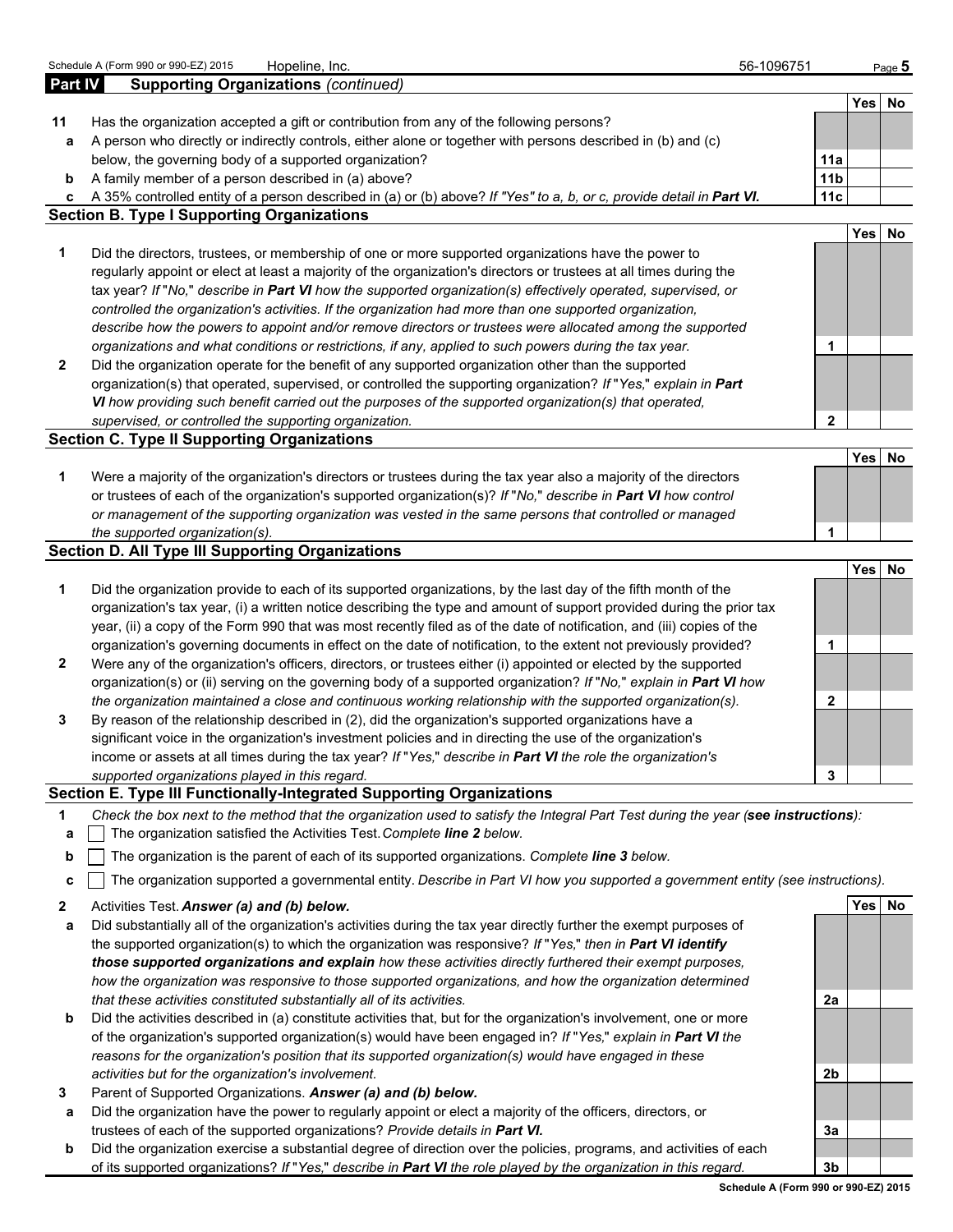Schedule A (Form 990 or 990-EZ) 2015 Hopeline, Inc. 56-1096751 Page 5

## Part IV Supporting Organizations *(continued)*

| | | | Yes | No |
|---|---|---|---|---|
| **11** | Has the organization accepted a gift or contribution from any of the following persons? | | | |
| **a** | A person who directly or indirectly controls, either alone or together with persons described in (b) and (c) below, the governing body of a supported organization? | **11a** | | |
| **b** | A family member of a person described in (a) above? | **11b** | | |
| **c** | A 35% controlled entity of a person described in (a) or (b) above? *If "Yes" to a, b, or c, provide detail in* ***Part VI.*** | **11c** | | |

### Section B. Type I Supporting Organizations

| | | | Yes | No |
|---|---|---|---|---|
| **1** | Did the directors, trustees, or membership of one or more supported organizations have the power to regularly appoint or elect at least a majority of the organization's directors or trustees at all times during the tax year? *If "No," describe in* ***Part VI*** *how the supported organization(s) effectively operated, supervised, or controlled the organization's activities. If the organization had more than one supported organization, describe how the powers to appoint and/or remove directors or trustees were allocated among the supported organizations and what conditions or restrictions, if any, applied to such powers during the tax year.* | **1** | | |
| **2** | Did the organization operate for the benefit of any supported organization other than the supported organization(s) that operated, supervised, or controlled the supporting organization? *If "Yes," explain in* ***Part VI*** *how providing such benefit carried out the purposes of the supported organization(s) that operated, supervised, or controlled the supporting organization.* | **2** | | |

### Section C. Type II Supporting Organizations

| | | | Yes | No |
|---|---|---|---|---|
| **1** | Were a majority of the organization's directors or trustees during the tax year also a majority of the directors or trustees of each of the organization's supported organization(s)? *If "No," describe in* ***Part VI*** *how control or management of the supporting organization was vested in the same persons that controlled or managed the supported organization(s).* | **1** | | |

### Section D. All Type III Supporting Organizations

| | | | Yes | No |
|---|---|---|---|---|
| **1** | Did the organization provide to each of its supported organizations, by the last day of the fifth month of the organization's tax year, (i) a written notice describing the type and amount of support provided during the prior tax year, (ii) a copy of the Form 990 that was most recently filed as of the date of notification, and (iii) copies of the organization's governing documents in effect on the date of notification, to the extent not previously provided? | **1** | | |
| **2** | Were any of the organization's officers, directors, or trustees either (i) appointed or elected by the supported organization(s) or (ii) serving on the governing body of a supported organization? *If "No," explain in* ***Part VI*** *how the organization maintained a close and continuous working relationship with the supported organization(s).* | **2** | | |
| **3** | By reason of the relationship described in (2), did the organization's supported organizations have a significant voice in the organization's investment policies and in directing the use of the organization's income or assets at all times during the tax year? *If "Yes," describe in* ***Part VI*** *the role the organization's supported organizations played in this regard.* | **3** | | |

### Section E. Type III Functionally-Integrated Supporting Organizations

**1** *Check the box next to the method that the organization used to satisfy the Integral Part Test during the year (****see instructions****):*

- **a** ☐ The organization satisfied the Activities Test. *Complete* ***line 2*** *below.*
- **b** ☐ The organization is the parent of each of its supported organizations. *Complete* ***line 3*** *below.*
- **c** ☐ The organization supported a governmental entity. *Describe in Part VI how you supported a government entity (see instructions).*

| | | | Yes | No |
|---|---|---|---|---|
| **2** | Activities Test. ***Answer (a) and (b) below.*** | | | |
| **a** | Did substantially all of the organization's activities during the tax year directly further the exempt purposes of the supported organization(s) to which the organization was responsive? *If "Yes," then in* ***Part VI identify those supported organizations and explain*** *how these activities directly furthered their exempt purposes, how the organization was responsive to those supported organizations, and how the organization determined that these activities constituted substantially all of its activities.* | **2a** | | |
| **b** | Did the activities described in (a) constitute activities that, but for the organization's involvement, one or more of the organization's supported organization(s) would have been engaged in? *If "Yes," explain in* ***Part VI*** *the reasons for the organization's position that its supported organization(s) would have engaged in these activities but for the organization's involvement.* | **2b** | | |
| **3** | Parent of Supported Organizations. ***Answer (a) and (b) below.*** | | | |
| **a** | Did the organization have the power to regularly appoint or elect a majority of the officers, directors, or trustees of each of the supported organizations? *Provide details in* ***Part VI.*** | **3a** | | |
| **b** | Did the organization exercise a substantial degree of direction over the policies, programs, and activities of each of its supported organizations? *If "Yes," describe in* ***Part VI*** *the role played by the organization in this regard.* | **3b** | | |

**Schedule A (Form 990 or 990-EZ) 2015**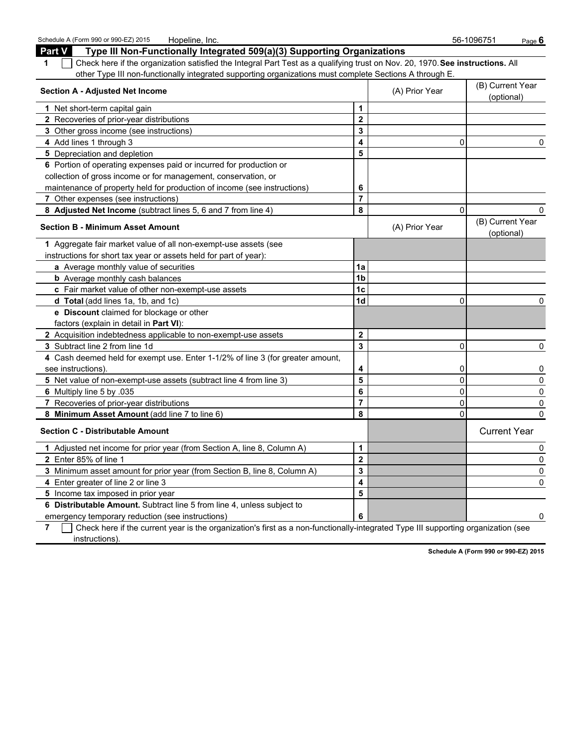Schedule A (Form 990 or 990-EZ) 2015 Hopeline, Inc. 56-1096751

## Part V Type III Non-Functionally Integrated 509(a)(3) Supporting Organizations

**1** ☐ Check here if the organization satisfied the Integral Part Test as a qualifying trust on Nov. 20, 1970. **See instructions.** All other Type III non-functionally integrated supporting organizations must complete Sections A through E.

| **Section A - Adjusted Net Income** | | (A) Prior Year | (B) Current Year (optional) |
|---|---|---|---|
| 1 Net short-term capital gain | 1 | | |
| 2 Recoveries of prior-year distributions | 2 | | |
| 3 Other gross income (see instructions) | 3 | | |
| 4 Add lines 1 through 3 | 4 | 0 | 0 |
| 5 Depreciation and depletion | 5 | | |
| 6 Portion of operating expenses paid or incurred for production or collection of gross income or for management, conservation, or maintenance of property held for production of income (see instructions) | 6 | | |
| 7 Other expenses (see instructions) | 7 | | |
| 8 **Adjusted Net Income** (subtract lines 5, 6 and 7 from line 4) | 8 | 0 | 0 |

| **Section B - Minimum Asset Amount** | | (A) Prior Year | (B) Current Year (optional) |
|---|---|---|---|
| 1 Aggregate fair market value of all non-exempt-use assets (see instructions for short tax year or assets held for part of year): | | | |
| **a** Average monthly value of securities | 1a | | |
| **b** Average monthly cash balances | 1b | | |
| **c** Fair market value of other non-exempt-use assets | 1c | | |
| **d Total** (add lines 1a, 1b, and 1c) | 1d | 0 | 0 |
| **e Discount** claimed for blockage or other factors (explain in detail in **Part VI**): | | | |
| 2 Acquisition indebtedness applicable to non-exempt-use assets | 2 | | |
| 3 Subtract line 2 from line 1d | 3 | 0 | 0 |
| 4 Cash deemed held for exempt use. Enter 1-1/2% of line 3 (for greater amount, see instructions). | 4 | 0 | 0 |
| 5 Net value of non-exempt-use assets (subtract line 4 from line 3) | 5 | 0 | 0 |
| 6 Multiply line 5 by .035 | 6 | 0 | 0 |
| 7 Recoveries of prior-year distributions | 7 | 0 | 0 |
| 8 **Minimum Asset Amount** (add line 7 to line 6) | 8 | 0 | 0 |

| **Section C - Distributable Amount** | | | Current Year |
|---|---|---|---|
| 1 Adjusted net income for prior year (from Section A, line 8, Column A) | 1 | | 0 |
| 2 Enter 85% of line 1 | 2 | | 0 |
| 3 Minimum asset amount for prior year (from Section B, line 8, Column A) | 3 | | 0 |
| 4 Enter greater of line 2 or line 3 | 4 | | 0 |
| 5 Income tax imposed in prior year | 5 | | |
| 6 **Distributable Amount.** Subtract line 5 from line 4, unless subject to emergency temporary reduction (see instructions) | 6 | | 0 |

**7** ☐ Check here if the current year is the organization's first as a non-functionally-integrated Type III supporting organization (see instructions).

**Schedule A (Form 990 or 990-EZ) 2015**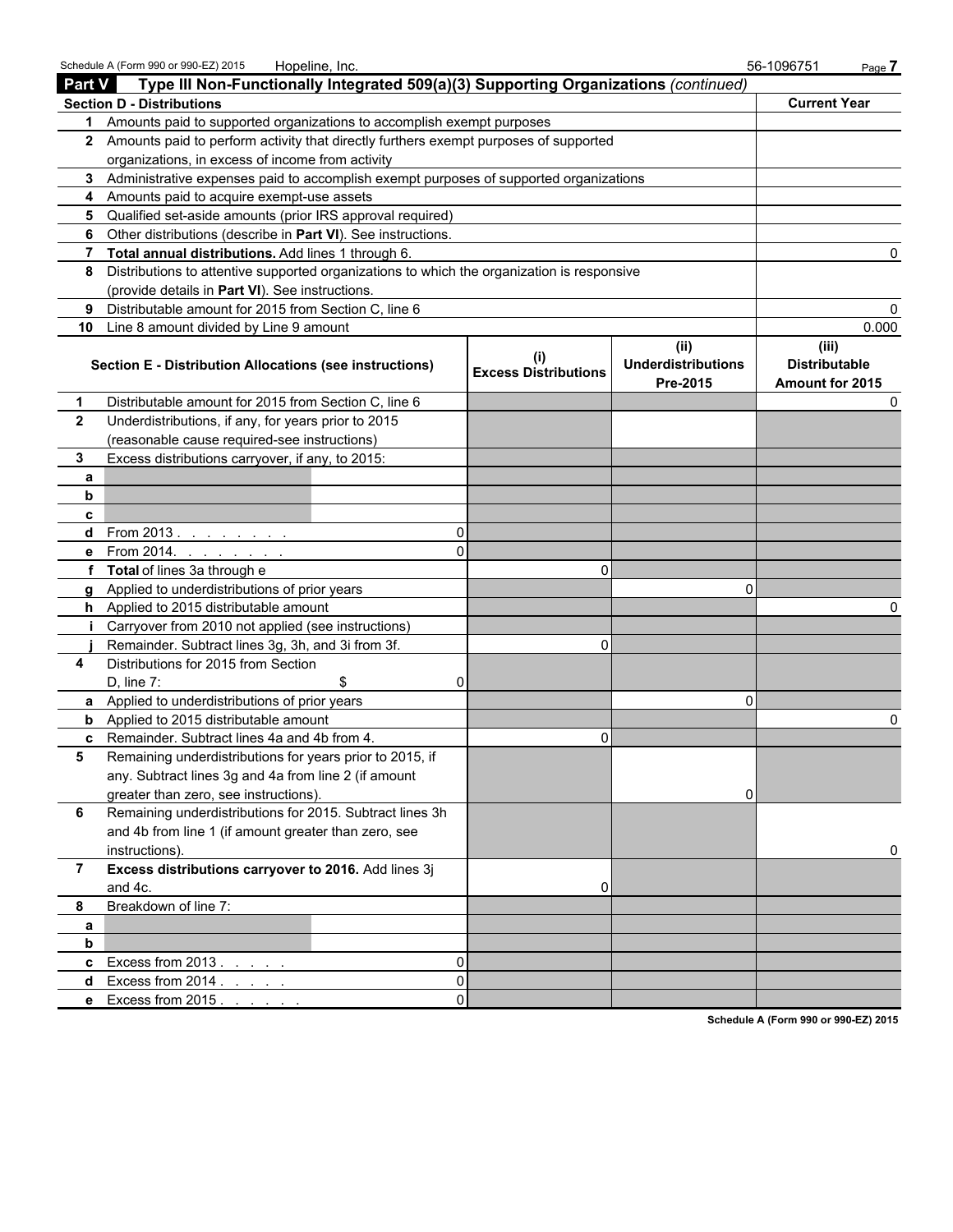Schedule A (Form 990 or 990-EZ) 2015 Hopeline, Inc. 56-1096751 Page **7**

## Part V Type III Non-Functionally Integrated 509(a)(3) Supporting Organizations *(continued)*

| | Section D - Distributions | Current Year |
|---|---|---|
| 1 | Amounts paid to supported organizations to accomplish exempt purposes | |
| 2 | Amounts paid to perform activity that directly furthers exempt purposes of supported organizations, in excess of income from activity | |
| 3 | Administrative expenses paid to accomplish exempt purposes of supported organizations | |
| 4 | Amounts paid to acquire exempt-use assets | |
| 5 | Qualified set-aside amounts (prior IRS approval required) | |
| 6 | Other distributions (describe in **Part VI**). See instructions. | |
| 7 | **Total annual distributions.** Add lines 1 through 6. | 0 |
| 8 | Distributions to attentive supported organizations to which the organization is responsive (provide details in **Part VI**). See instructions. | |
| 9 | Distributable amount for 2015 from Section C, line 6 | 0 |
| 10 | Line 8 amount divided by Line 9 amount | 0.000 |

| | Section E - Distribution Allocations (see instructions) | | (i) Excess Distributions | (ii) Underdistributions Pre-2015 | (iii) Distributable Amount for 2015 |
|---|---|---|---|---|---|
| 1 | Distributable amount for 2015 from Section C, line 6 | | | | 0 |
| 2 | Underdistributions, if any, for years prior to 2015 (reasonable cause required-see instructions) | | | | |
| 3 | Excess distributions carryover, if any, to 2015: | | | | |
| a | | | | | |
| b | | | | | |
| c | | | | | |
| d | From 2013 . . . . . . . . | 0 | | | |
| e | From 2014. . . . . . . . | 0 | | | |
| f | **Total** of lines 3a through e | | 0 | | |
| g | Applied to underdistributions of prior years | | | 0 | |
| h | Applied to 2015 distributable amount | | | | 0 |
| i | Carryover from 2010 not applied (see instructions) | | | | |
| j | Remainder. Subtract lines 3g, 3h, and 3i from 3f. | | 0 | | |
| 4 | Distributions for 2015 from Section D, line 7: $ | 0 | | | |
| a | Applied to underdistributions of prior years | | | 0 | |
| b | Applied to 2015 distributable amount | | | | 0 |
| c | Remainder. Subtract lines 4a and 4b from 4. | | 0 | | |
| 5 | Remaining underdistributions for years prior to 2015, if any. Subtract lines 3g and 4a from line 2 (if amount greater than zero, see instructions). | | | 0 | |
| 6 | Remaining underdistributions for 2015. Subtract lines 3h and 4b from line 1 (if amount greater than zero, see instructions). | | | | 0 |
| 7 | **Excess distributions carryover to 2016.** Add lines 3j and 4c. | | 0 | | |
| 8 | Breakdown of line 7: | | | | |
| a | | | | | |
| b | | | | | |
| c | Excess from 2013 . . . . . | 0 | | | |
| d | Excess from 2014 . . . . . | 0 | | | |
| e | Excess from 2015 . . . . . . | 0 | | | |

**Schedule A (Form 990 or 990-EZ) 2015**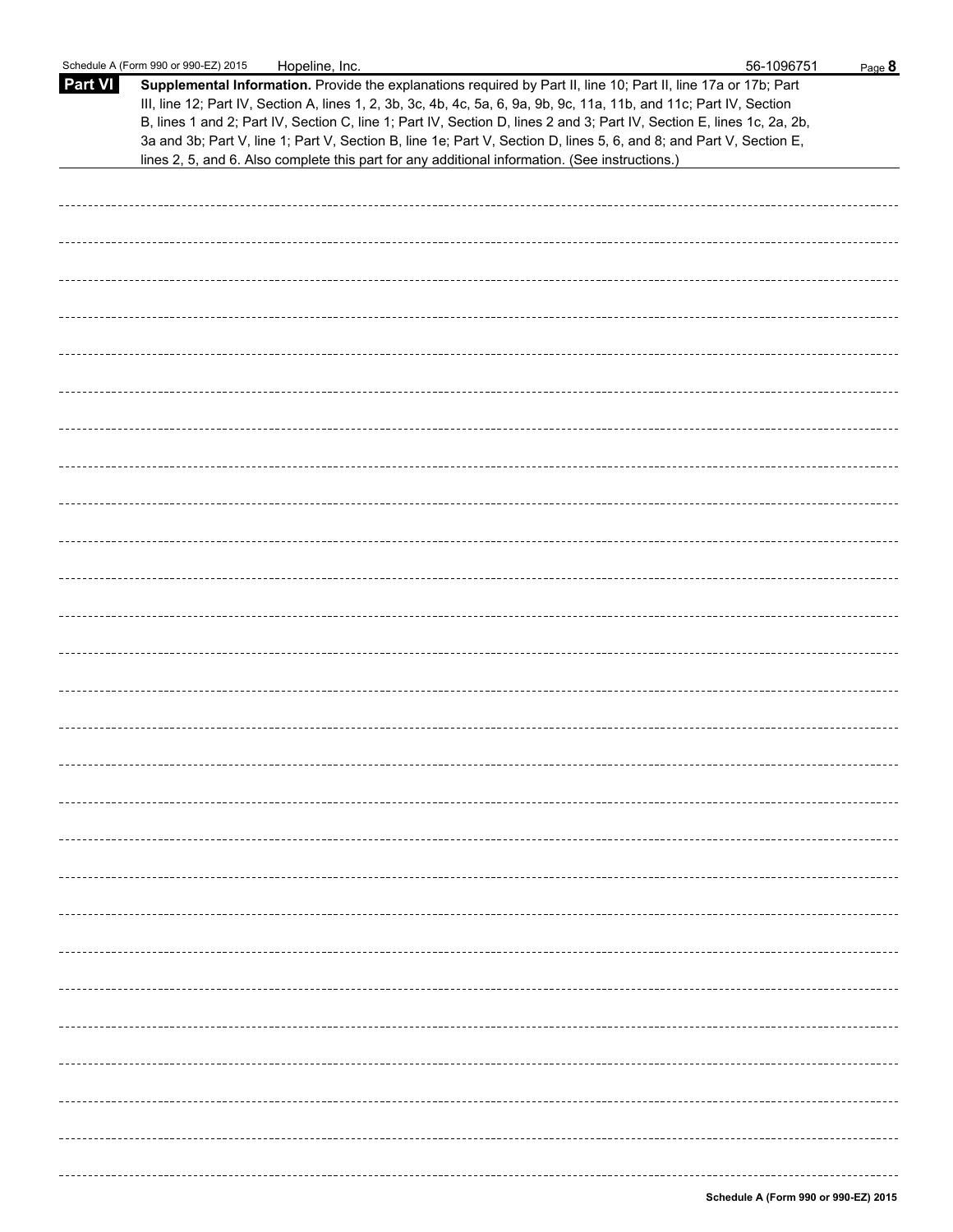## Part VI Supplemental Information.

**Supplemental Information.** Provide the explanations required by Part II, line 10; Part II, line 17a or 17b; Part III, line 12; Part IV, Section A, lines 1, 2, 3b, 3c, 4b, 4c, 5a, 6, 9a, 9b, 9c, 11a, 11b, and 11c; Part IV, Section B, lines 1 and 2; Part IV, Section C, line 1; Part IV, Section D, lines 2 and 3; Part IV, Section E, lines 1c, 2a, 2b, 3a and 3b; Part V, line 1; Part V, Section B, line 1e; Part V, Section D, lines 5, 6, and 8; and Part V, Section E, lines 2, 5, and 6. Also complete this part for any additional information. (See instructions.)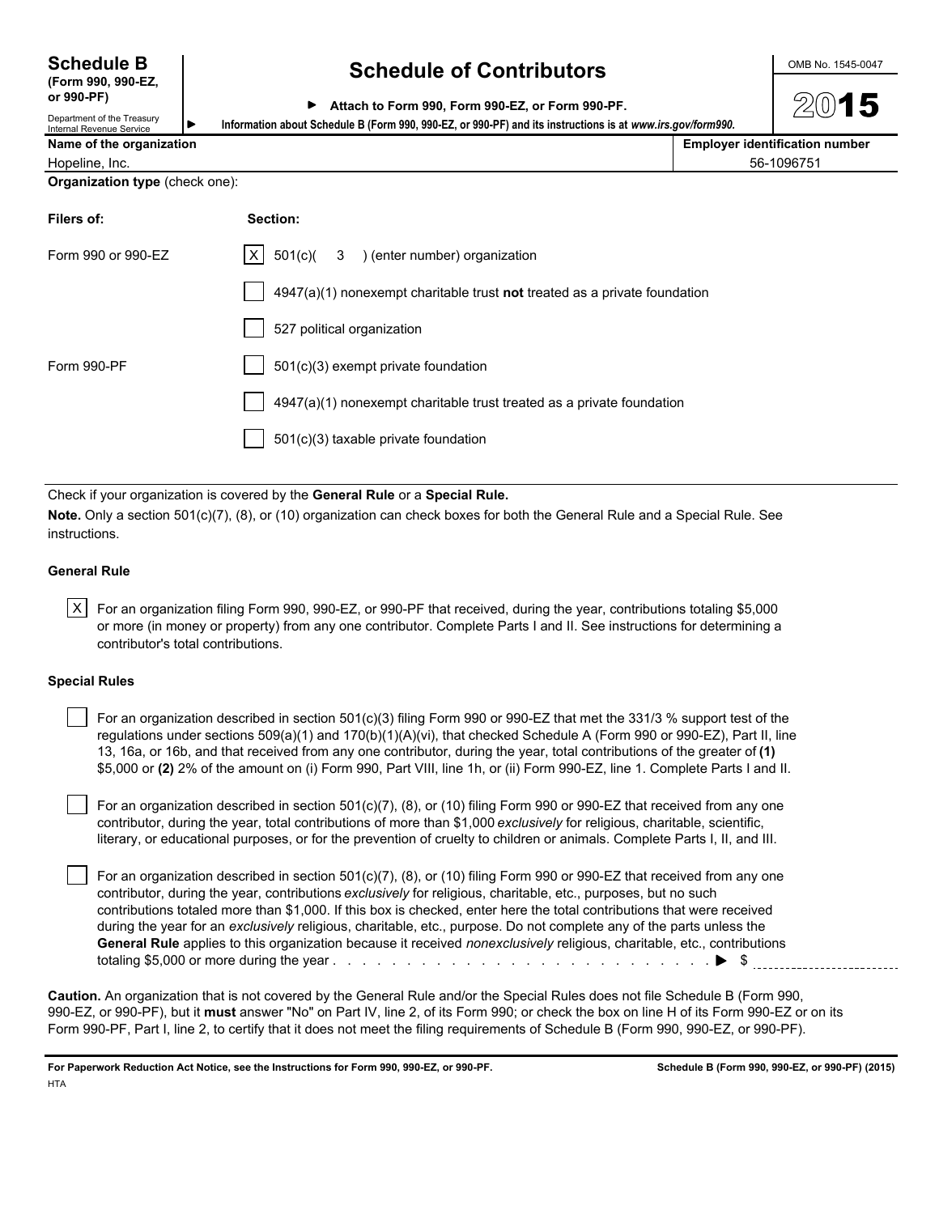**Schedule B**
**(Form 990, 990-EZ, or 990-PF)**
Department of the Treasury
Internal Revenue Service

# Schedule of Contributors

▶ **Attach to Form 990, Form 990-EZ, or Form 990-PF.**
▶ **Information about Schedule B (Form 990, 990-EZ, or 990-PF) and its instructions is at *www.irs.gov/form990.***

OMB No. 1545-0047

**2015**

| **Name of the organization** | **Employer identification number** |
|---|---|
| Hopeline, Inc. | 56-1096751 |

**Organization type** (check one):

| **Filers of:** | **Section:** |
|---|---|
| Form 990 or 990-EZ | [X] 501(c)( 3 ) (enter number) organization |
| | [ ] 4947(a)(1) nonexempt charitable trust **not** treated as a private foundation |
| | [ ] 527 political organization |
| Form 990-PF | [ ] 501(c)(3) exempt private foundation |
| | [ ] 4947(a)(1) nonexempt charitable trust treated as a private foundation |
| | [ ] 501(c)(3) taxable private foundation |

Check if your organization is covered by the **General Rule** or a **Special Rule.**

**Note.** Only a section 501(c)(7), (8), or (10) organization can check boxes for both the General Rule and a Special Rule. See instructions.

**General Rule**

[X] For an organization filing Form 990, 990-EZ, or 990-PF that received, during the year, contributions totaling $5,000 or more (in money or property) from any one contributor. Complete Parts I and II. See instructions for determining a contributor's total contributions.

**Special Rules**

[ ] For an organization described in section 501(c)(3) filing Form 990 or 990-EZ that met the 331/3 % support test of the regulations under sections 509(a)(1) and 170(b)(1)(A)(vi), that checked Schedule A (Form 990 or 990-EZ), Part II, line 13, 16a, or 16b, and that received from any one contributor, during the year, total contributions of the greater of **(1)** $5,000 or **(2)** 2% of the amount on (i) Form 990, Part VIII, line 1h, or (ii) Form 990-EZ, line 1. Complete Parts I and II.

[ ] For an organization described in section 501(c)(7), (8), or (10) filing Form 990 or 990-EZ that received from any one contributor, during the year, total contributions of more than $1,000 *exclusively* for religious, charitable, scientific, literary, or educational purposes, or for the prevention of cruelty to children or animals. Complete Parts I, II, and III.

[ ] For an organization described in section 501(c)(7), (8), or (10) filing Form 990 or 990-EZ that received from any one contributor, during the year, contributions *exclusively* for religious, charitable, etc., purposes, but no such contributions totaled more than $1,000. If this box is checked, enter here the total contributions that were received during the year for an *exclusively* religious, charitable, etc., purpose. Do not complete any of the parts unless the **General Rule** applies to this organization because it received *nonexclusively* religious, charitable, etc., contributions totaling $5,000 or more during the year . . . . . . . . . . . . . . . . . . . . . . . . . . . . . . ▶ $ ____________

**Caution.** An organization that is not covered by the General Rule and/or the Special Rules does not file Schedule B (Form 990, 990-EZ, or 990-PF), but it **must** answer "No" on Part IV, line 2, of its Form 990; or check the box on line H of its Form 990-EZ or on its Form 990-PF, Part I, line 2, to certify that it does not meet the filing requirements of Schedule B (Form 990, 990-EZ, or 990-PF).

**For Paperwork Reduction Act Notice, see the Instructions for Form 990, 990-EZ, or 990-PF.** **Schedule B (Form 990, 990-EZ, or 990-PF) (2015)**
HTA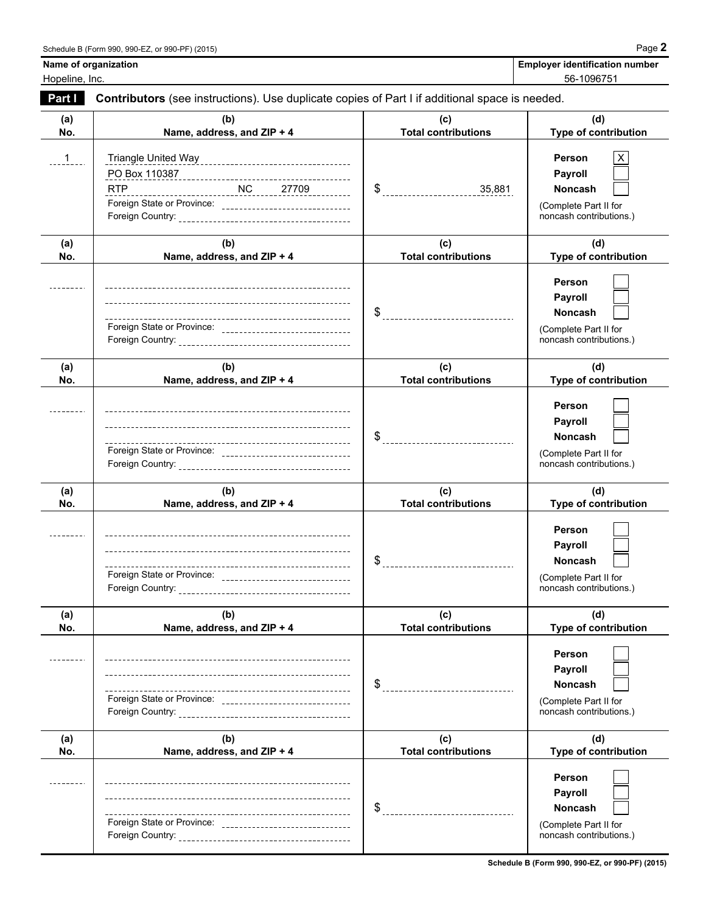Schedule B (Form 990, 990-EZ, or 990-PF) (2015) Page **2**

| **Name of organization** | **Employer identification number** |
|---|---|
| Hopeline, Inc. | 56-1096751 |

**Part I** **Contributors** (see instructions). Use duplicate copies of Part I if additional space is needed.

| (a) No. | (b) Name, address, and ZIP + 4 | (c) Total contributions | (d) Type of contribution |
|---|---|---|---|
| 1 | Triangle United Way<br>PO Box 110387<br>RTP NC 27709<br>Foreign State or Province:<br>Foreign Country: | $ 35,881 | Person [X]<br>Payroll [ ]<br>Noncash [ ]<br>(Complete Part II for noncash contributions.) |
| | Foreign State or Province:<br>Foreign Country: | $ | Person [ ]<br>Payroll [ ]<br>Noncash [ ]<br>(Complete Part II for noncash contributions.) |
| | Foreign State or Province:<br>Foreign Country: | $ | Person [ ]<br>Payroll [ ]<br>Noncash [ ]<br>(Complete Part II for noncash contributions.) |
| | Foreign State or Province:<br>Foreign Country: | $ | Person [ ]<br>Payroll [ ]<br>Noncash [ ]<br>(Complete Part II for noncash contributions.) |
| | Foreign State or Province:<br>Foreign Country: | $ | Person [ ]<br>Payroll [ ]<br>Noncash [ ]<br>(Complete Part II for noncash contributions.) |
| | Foreign State or Province:<br>Foreign Country: | $ | Person [ ]<br>Payroll [ ]<br>Noncash [ ]<br>(Complete Part II for noncash contributions.) |

**Schedule B (Form 990, 990-EZ, or 990-PF) (2015)**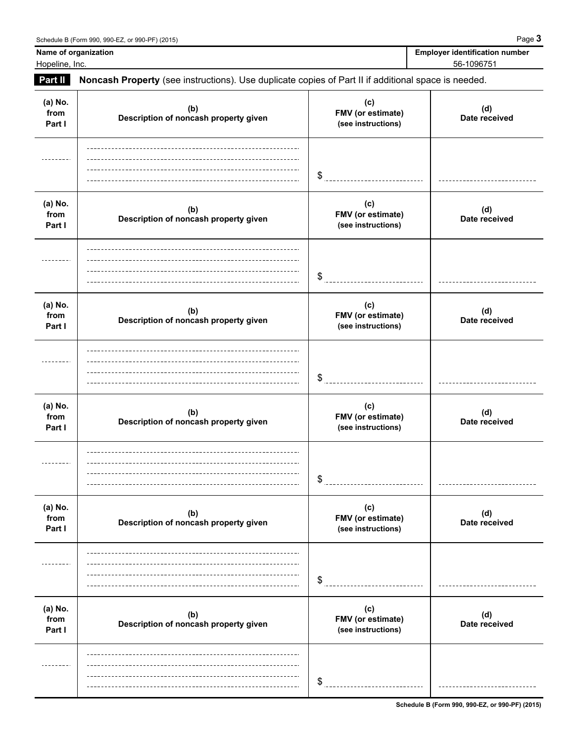| Name of organization | Employer identification number |
| --- | --- |
| Hopeline, Inc. | 56-1096751 |

**Part II** **Noncash Property** (see instructions). Use duplicate copies of Part II if additional space is needed.

| (a) No. from Part I | (b) Description of noncash property given | (c) FMV (or estimate) (see instructions) | (d) Date received |
| --- | --- | --- | --- |
| | | $ | |

| (a) No. from Part I | (b) Description of noncash property given | (c) FMV (or estimate) (see instructions) | (d) Date received |
| --- | --- | --- | --- |
| | | $ | |

| (a) No. from Part I | (b) Description of noncash property given | (c) FMV (or estimate) (see instructions) | (d) Date received |
| --- | --- | --- | --- |
| | | $ | |

| (a) No. from Part I | (b) Description of noncash property given | (c) FMV (or estimate) (see instructions) | (d) Date received |
| --- | --- | --- | --- |
| | | $ | |

| (a) No. from Part I | (b) Description of noncash property given | (c) FMV (or estimate) (see instructions) | (d) Date received |
| --- | --- | --- | --- |
| | | $ | |

| (a) No. from Part I | (b) Description of noncash property given | (c) FMV (or estimate) (see instructions) | (d) Date received |
| --- | --- | --- | --- |
| | | $ | |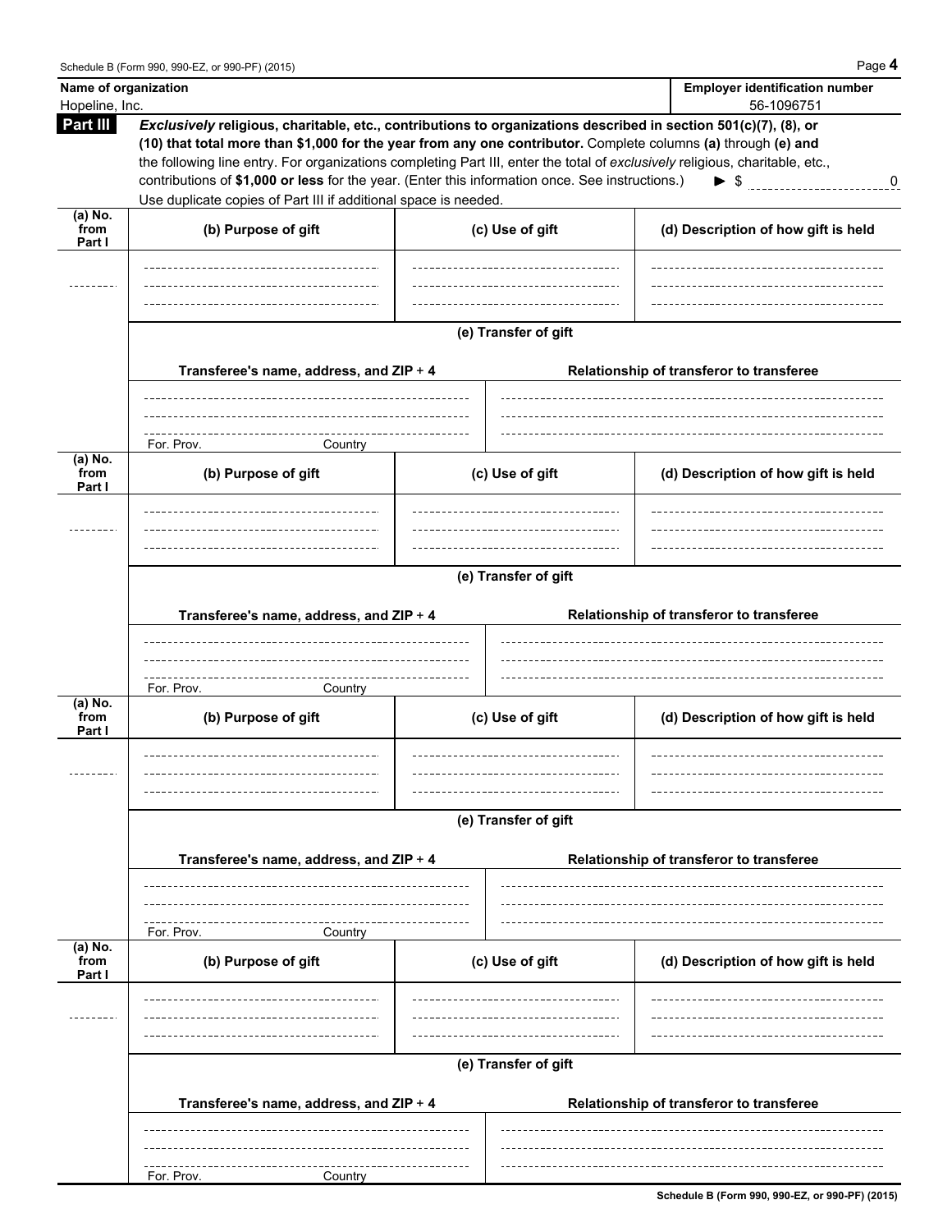Schedule B (Form 990, 990-EZ, or 990-PF) (2015) Page **4**

| **Name of organization** | **Employer identification number** |
|---|---|
| Hopeline, Inc. | 56-1096751 |

**Part III** ***Exclusively* religious, charitable, etc., contributions to organizations described in section 501(c)(7), (8), or (10) that total more than $1,000 for the year from any one contributor.** Complete columns **(a)** through **(e) and** the following line entry. For organizations completing Part III, enter the total of *exclusively* religious, charitable, etc., contributions of **$1,000 or less** for the year. (Enter this information once. See instructions.) ► $ 0

Use duplicate copies of Part III if additional space is needed.

| (a) No. from Part I | (b) Purpose of gift | (c) Use of gift | (d) Description of how gift is held |
|---|---|---|---|
| | | | |

**(e) Transfer of gift**

| Transferee's name, address, and ZIP + 4 | Relationship of transferor to transferee |
|---|---|
| For. Prov. Country | |

| (a) No. from Part I | (b) Purpose of gift | (c) Use of gift | (d) Description of how gift is held |
|---|---|---|---|
| | | | |

**(e) Transfer of gift**

| Transferee's name, address, and ZIP + 4 | Relationship of transferor to transferee |
|---|---|
| For. Prov. Country | |

| (a) No. from Part I | (b) Purpose of gift | (c) Use of gift | (d) Description of how gift is held |
|---|---|---|---|
| | | | |

**(e) Transfer of gift**

| Transferee's name, address, and ZIP + 4 | Relationship of transferor to transferee |
|---|---|
| For. Prov. Country | |

| (a) No. from Part I | (b) Purpose of gift | (c) Use of gift | (d) Description of how gift is held |
|---|---|---|---|
| | | | |

**(e) Transfer of gift**

| Transferee's name, address, and ZIP + 4 | Relationship of transferor to transferee |
|---|---|
| For. Prov. Country | |

**Schedule B (Form 990, 990-EZ, or 990-PF) (2015)**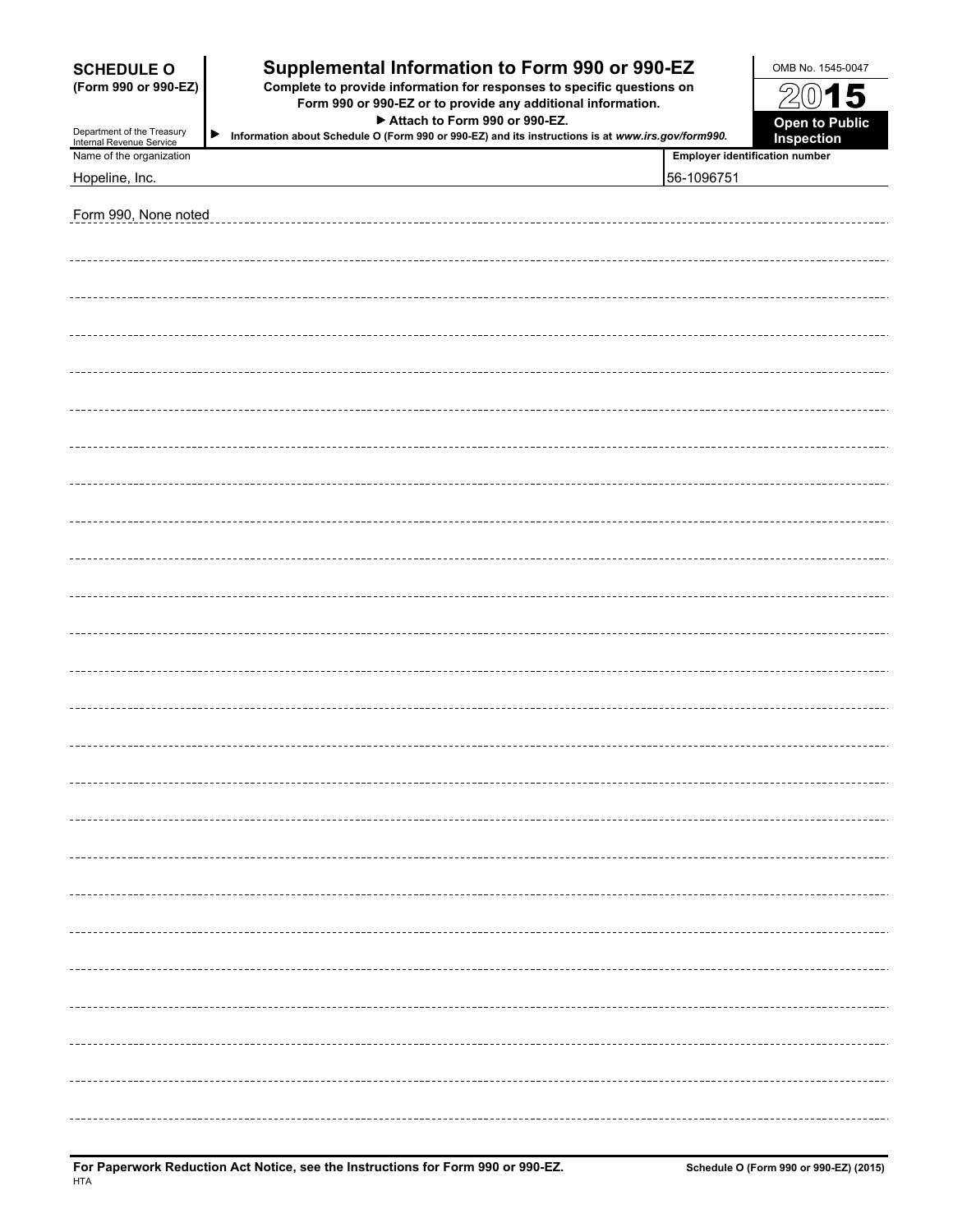**SCHEDULE O**
**(Form 990 or 990-EZ)**

Department of the Treasury
Internal Revenue Service

# Supplemental Information to Form 990 or 990-EZ

**Complete to provide information for responses to specific questions on Form 990 or 990-EZ or to provide any additional information.**

**▶ Attach to Form 990 or 990-EZ.**

▶ **Information about Schedule O (Form 990 or 990-EZ) and its instructions is at *www.irs.gov/form990*.**

OMB No. 1545-0047

**2015**

**Open to Public Inspection**

| Name of the organization | Employer identification number |
|---|---|
| Hopeline, Inc. | 56-1096751 |

Form 990, None noted

**For Paperwork Reduction Act Notice, see the Instructions for Form 990 or 990-EZ.**

HTA

**Schedule O (Form 990 or 990-EZ) (2015)**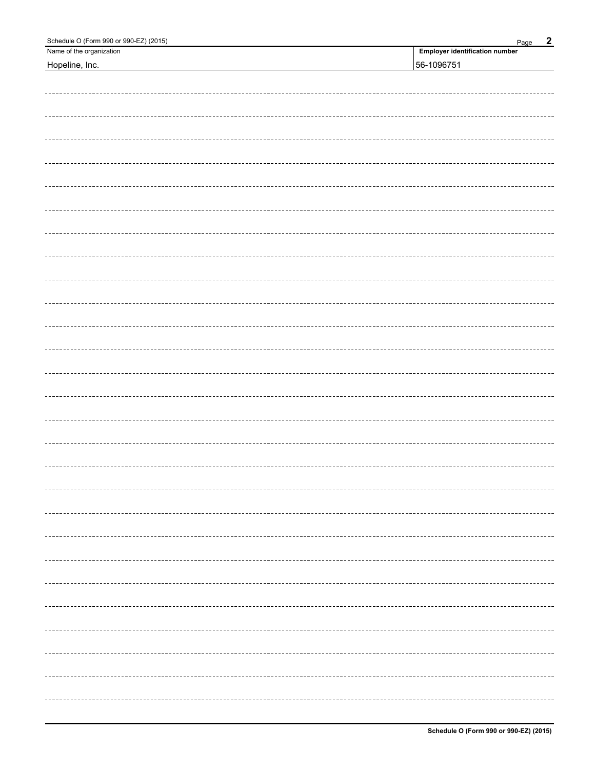Name of the organization: Hopeline, Inc.

Employer identification number: 56-1096751